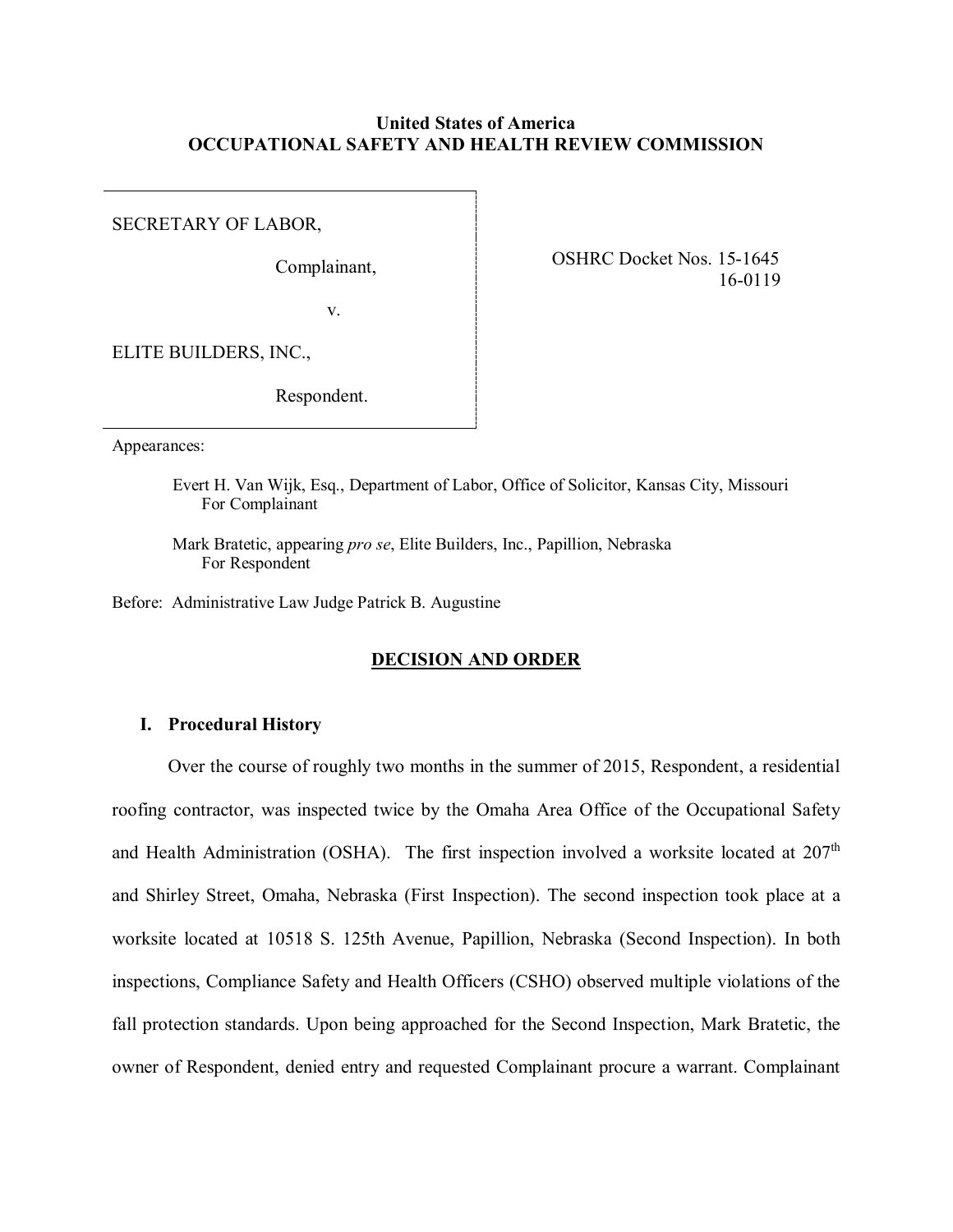**United States of America**
**OCCUPATIONAL SAFETY AND HEALTH REVIEW COMMISSION**

SECRETARY OF LABOR,

Complainant,

v.

ELITE BUILDERS, INC.,

Respondent.

OSHRC Docket Nos. 15-1645
16-0119

Appearances:

Evert H. Van Wijk, Esq., Department of Labor, Office of Solicitor, Kansas City, Missouri
For Complainant

Mark Bratetic, appearing *pro se*, Elite Builders, Inc., Papillion, Nebraska
For Respondent

Before: Administrative Law Judge Patrick B. Augustine

## DECISION AND ORDER

### I. Procedural History

Over the course of roughly two months in the summer of 2015, Respondent, a residential roofing contractor, was inspected twice by the Omaha Area Office of the Occupational Safety and Health Administration (OSHA). The first inspection involved a worksite located at 207th and Shirley Street, Omaha, Nebraska (First Inspection). The second inspection took place at a worksite located at 10518 S. 125th Avenue, Papillion, Nebraska (Second Inspection). In both inspections, Compliance Safety and Health Officers (CSHO) observed multiple violations of the fall protection standards. Upon being approached for the Second Inspection, Mark Bratetic, the owner of Respondent, denied entry and requested Complainant procure a warrant. Complainant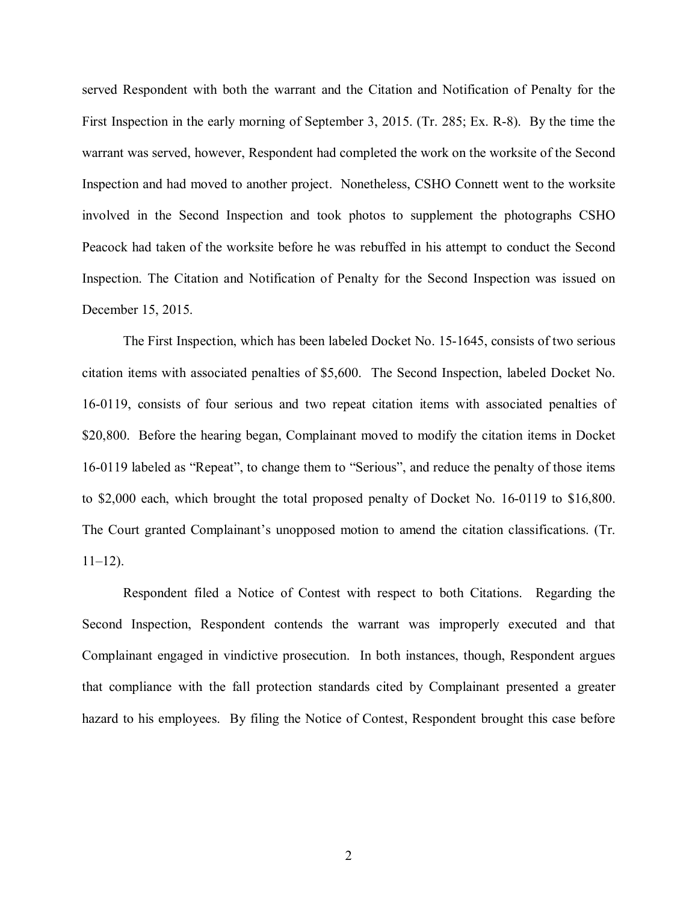served Respondent with both the warrant and the Citation and Notification of Penalty for the First Inspection in the early morning of September 3, 2015. (Tr. 285; Ex. R-8). By the time the warrant was served, however, Respondent had completed the work on the worksite of the Second Inspection and had moved to another project. Nonetheless, CSHO Connett went to the worksite involved in the Second Inspection and took photos to supplement the photographs CSHO Peacock had taken of the worksite before he was rebuffed in his attempt to conduct the Second Inspection. The Citation and Notification of Penalty for the Second Inspection was issued on December 15, 2015.

The First Inspection, which has been labeled Docket No. 15-1645, consists of two serious citation items with associated penalties of $5,600. The Second Inspection, labeled Docket No. 16-0119, consists of four serious and two repeat citation items with associated penalties of $20,800. Before the hearing began, Complainant moved to modify the citation items in Docket 16-0119 labeled as "Repeat", to change them to "Serious", and reduce the penalty of those items to $2,000 each, which brought the total proposed penalty of Docket No. 16-0119 to $16,800. The Court granted Complainant's unopposed motion to amend the citation classifications. (Tr. 11–12).

Respondent filed a Notice of Contest with respect to both Citations. Regarding the Second Inspection, Respondent contends the warrant was improperly executed and that Complainant engaged in vindictive prosecution. In both instances, though, Respondent argues that compliance with the fall protection standards cited by Complainant presented a greater hazard to his employees. By filing the Notice of Contest, Respondent brought this case before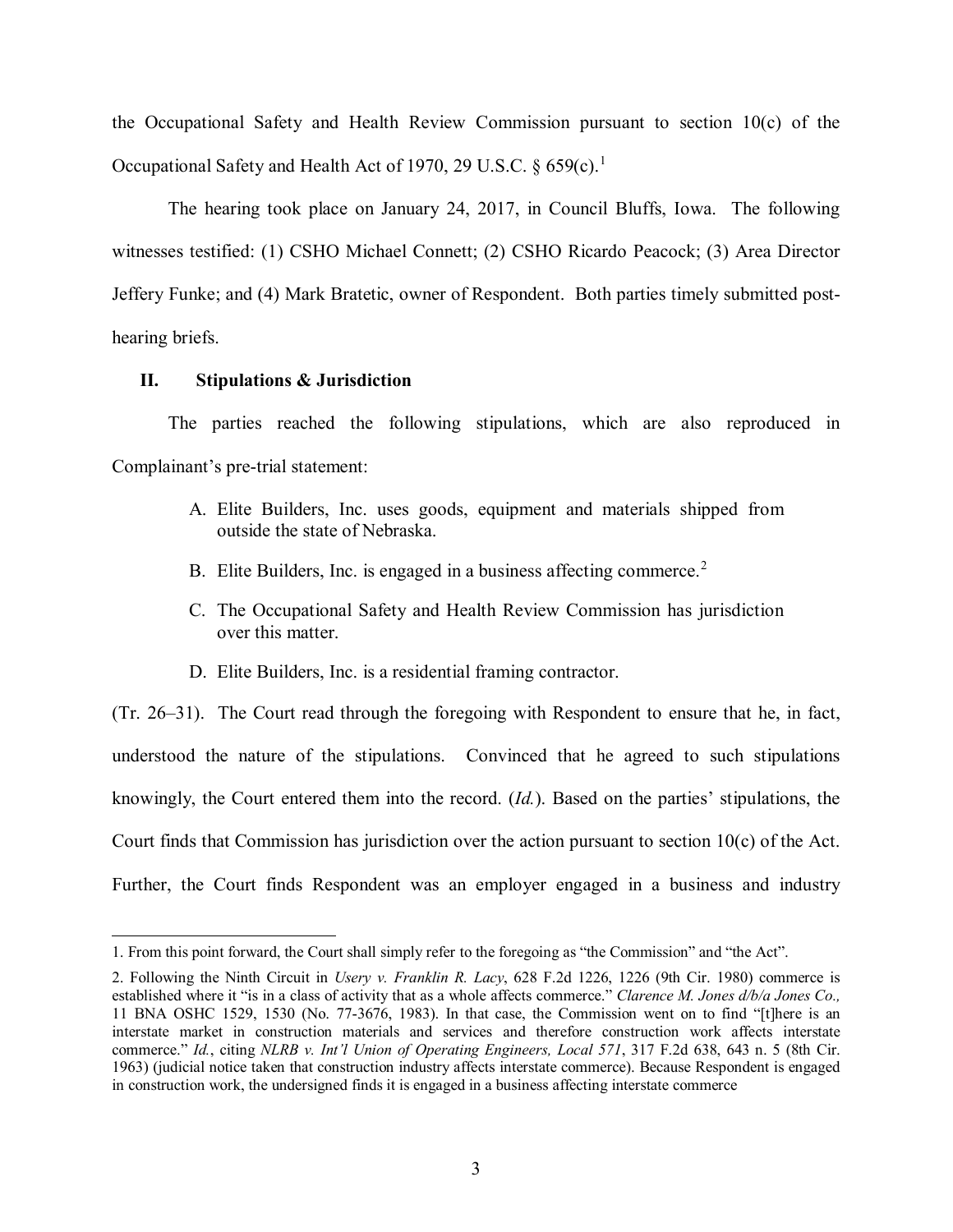the Occupational Safety and Health Review Commission pursuant to section 10(c) of the Occupational Safety and Health Act of 1970, 29 U.S.C. § 659(c).[1]

The hearing took place on January 24, 2017, in Council Bluffs, Iowa. The following witnesses testified: (1) CSHO Michael Connett; (2) CSHO Ricardo Peacock; (3) Area Director Jeffery Funke; and (4) Mark Bratetic, owner of Respondent. Both parties timely submitted post-hearing briefs.

## II. Stipulations & Jurisdiction

The parties reached the following stipulations, which are also reproduced in Complainant's pre-trial statement:

> A. Elite Builders, Inc. uses goods, equipment and materials shipped from outside the state of Nebraska.
>
> B. Elite Builders, Inc. is engaged in a business affecting commerce.[2]
>
> C. The Occupational Safety and Health Review Commission has jurisdiction over this matter.
>
> D. Elite Builders, Inc. is a residential framing contractor.

(Tr. 26–31). The Court read through the foregoing with Respondent to ensure that he, in fact, understood the nature of the stipulations. Convinced that he agreed to such stipulations knowingly, the Court entered them into the record. (*Id.*). Based on the parties' stipulations, the Court finds that Commission has jurisdiction over the action pursuant to section 10(c) of the Act. Further, the Court finds Respondent was an employer engaged in a business and industry

---

1. From this point forward, the Court shall simply refer to the foregoing as "the Commission" and "the Act".

2. Following the Ninth Circuit in *Usery v. Franklin R. Lacy*, 628 F.2d 1226, 1226 (9th Cir. 1980) commerce is established where it "is in a class of activity that as a whole affects commerce." *Clarence M. Jones d/b/a Jones Co.,* 11 BNA OSHC 1529, 1530 (No. 77-3676, 1983). In that case, the Commission went on to find "[t]here is an interstate market in construction materials and services and therefore construction work affects interstate commerce." *Id.*, citing *NLRB v. Int'l Union of Operating Engineers, Local 571*, 317 F.2d 638, 643 n. 5 (8th Cir. 1963) (judicial notice taken that construction industry affects interstate commerce). Because Respondent is engaged in construction work, the undersigned finds it is engaged in a business affecting interstate commerce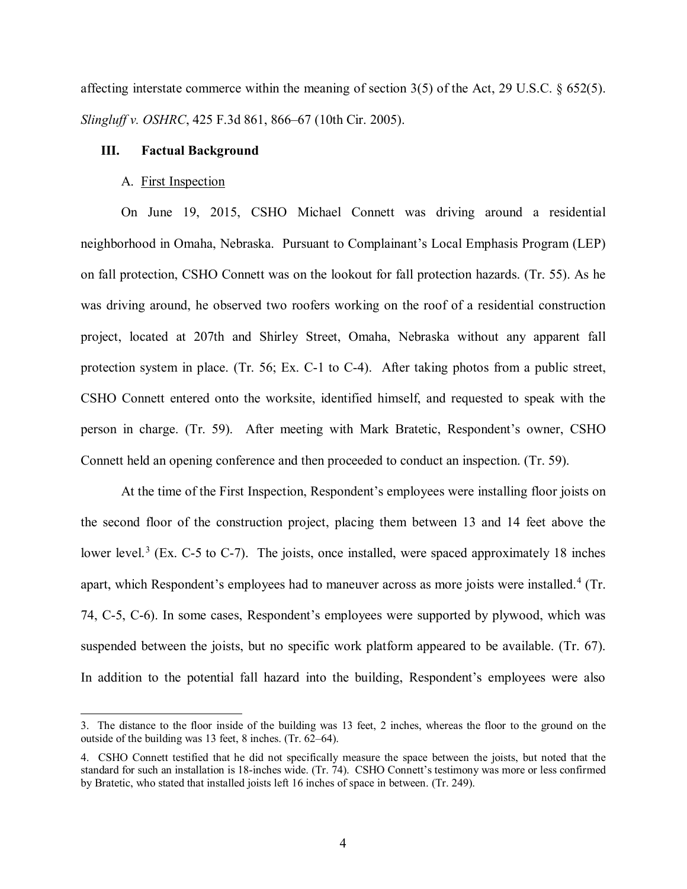affecting interstate commerce within the meaning of section 3(5) of the Act, 29 U.S.C. § 652(5). *Slingluff v. OSHRC*, 425 F.3d 861, 866–67 (10th Cir. 2005).

### III. Factual Background

#### A. First Inspection

On June 19, 2015, CSHO Michael Connett was driving around a residential neighborhood in Omaha, Nebraska. Pursuant to Complainant's Local Emphasis Program (LEP) on fall protection, CSHO Connett was on the lookout for fall protection hazards. (Tr. 55). As he was driving around, he observed two roofers working on the roof of a residential construction project, located at 207th and Shirley Street, Omaha, Nebraska without any apparent fall protection system in place. (Tr. 56; Ex. C-1 to C-4). After taking photos from a public street, CSHO Connett entered onto the worksite, identified himself, and requested to speak with the person in charge. (Tr. 59). After meeting with Mark Bratetic, Respondent's owner, CSHO Connett held an opening conference and then proceeded to conduct an inspection. (Tr. 59).

At the time of the First Inspection, Respondent's employees were installing floor joists on the second floor of the construction project, placing them between 13 and 14 feet above the lower level.[3] (Ex. C-5 to C-7). The joists, once installed, were spaced approximately 18 inches apart, which Respondent's employees had to maneuver across as more joists were installed.[4] (Tr. 74, C-5, C-6). In some cases, Respondent's employees were supported by plywood, which was suspended between the joists, but no specific work platform appeared to be available. (Tr. 67). In addition to the potential fall hazard into the building, Respondent's employees were also

---

3. The distance to the floor inside of the building was 13 feet, 2 inches, whereas the floor to the ground on the outside of the building was 13 feet, 8 inches. (Tr. 62–64).

4. CSHO Connett testified that he did not specifically measure the space between the joists, but noted that the standard for such an installation is 18-inches wide. (Tr. 74). CSHO Connett's testimony was more or less confirmed by Bratetic, who stated that installed joists left 16 inches of space in between. (Tr. 249).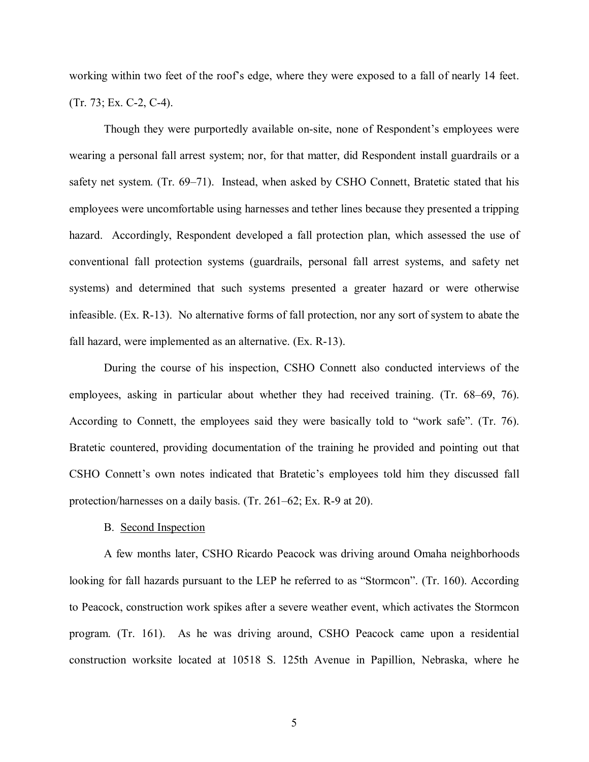working within two feet of the roof's edge, where they were exposed to a fall of nearly 14 feet. (Tr. 73; Ex. C-2, C-4).

Though they were purportedly available on-site, none of Respondent's employees were wearing a personal fall arrest system; nor, for that matter, did Respondent install guardrails or a safety net system. (Tr. 69–71). Instead, when asked by CSHO Connett, Bratetic stated that his employees were uncomfortable using harnesses and tether lines because they presented a tripping hazard. Accordingly, Respondent developed a fall protection plan, which assessed the use of conventional fall protection systems (guardrails, personal fall arrest systems, and safety net systems) and determined that such systems presented a greater hazard or were otherwise infeasible. (Ex. R-13). No alternative forms of fall protection, nor any sort of system to abate the fall hazard, were implemented as an alternative. (Ex. R-13).

During the course of his inspection, CSHO Connett also conducted interviews of the employees, asking in particular about whether they had received training. (Tr. 68–69, 76). According to Connett, the employees said they were basically told to "work safe". (Tr. 76). Bratetic countered, providing documentation of the training he provided and pointing out that CSHO Connett's own notes indicated that Bratetic's employees told him they discussed fall protection/harnesses on a daily basis. (Tr. 261–62; Ex. R-9 at 20).

B. <u>Second Inspection</u>

A few months later, CSHO Ricardo Peacock was driving around Omaha neighborhoods looking for fall hazards pursuant to the LEP he referred to as "Stormcon". (Tr. 160). According to Peacock, construction work spikes after a severe weather event, which activates the Stormcon program. (Tr. 161). As he was driving around, CSHO Peacock came upon a residential construction worksite located at 10518 S. 125th Avenue in Papillion, Nebraska, where he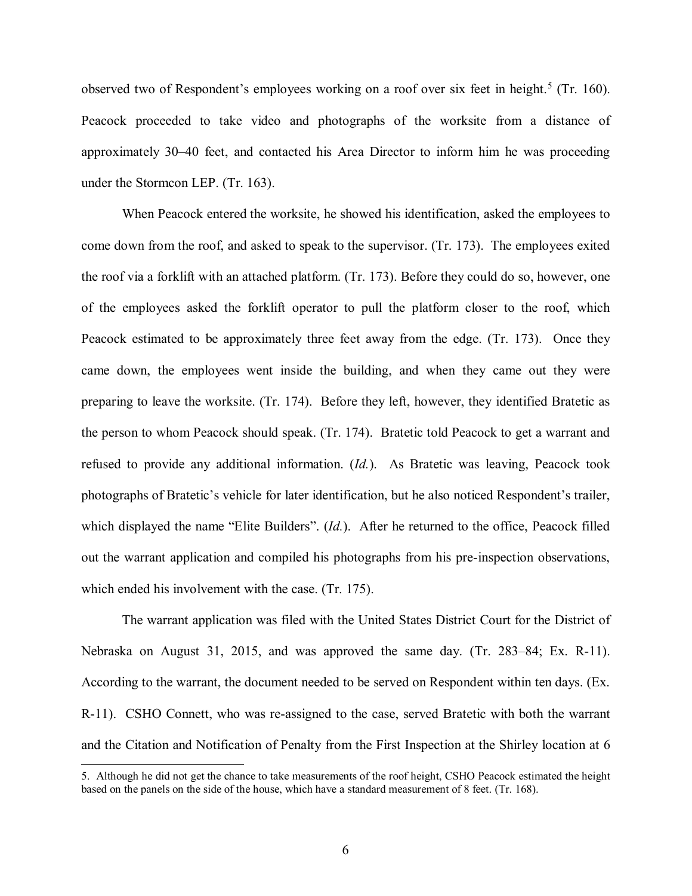observed two of Respondent's employees working on a roof over six feet in height.[5] (Tr. 160). Peacock proceeded to take video and photographs of the worksite from a distance of approximately 30–40 feet, and contacted his Area Director to inform him he was proceeding under the Stormcon LEP. (Tr. 163).

When Peacock entered the worksite, he showed his identification, asked the employees to come down from the roof, and asked to speak to the supervisor. (Tr. 173). The employees exited the roof via a forklift with an attached platform. (Tr. 173). Before they could do so, however, one of the employees asked the forklift operator to pull the platform closer to the roof, which Peacock estimated to be approximately three feet away from the edge. (Tr. 173). Once they came down, the employees went inside the building, and when they came out they were preparing to leave the worksite. (Tr. 174). Before they left, however, they identified Bratetic as the person to whom Peacock should speak. (Tr. 174). Bratetic told Peacock to get a warrant and refused to provide any additional information. (*Id.*). As Bratetic was leaving, Peacock took photographs of Bratetic's vehicle for later identification, but he also noticed Respondent's trailer, which displayed the name "Elite Builders". (*Id.*). After he returned to the office, Peacock filled out the warrant application and compiled his photographs from his pre-inspection observations, which ended his involvement with the case. (Tr. 175).

The warrant application was filed with the United States District Court for the District of Nebraska on August 31, 2015, and was approved the same day. (Tr. 283–84; Ex. R-11). According to the warrant, the document needed to be served on Respondent within ten days. (Ex. R-11). CSHO Connett, who was re-assigned to the case, served Bratetic with both the warrant and the Citation and Notification of Penalty from the First Inspection at the Shirley location at 6

---

5. Although he did not get the chance to take measurements of the roof height, CSHO Peacock estimated the height based on the panels on the side of the house, which have a standard measurement of 8 feet. (Tr. 168).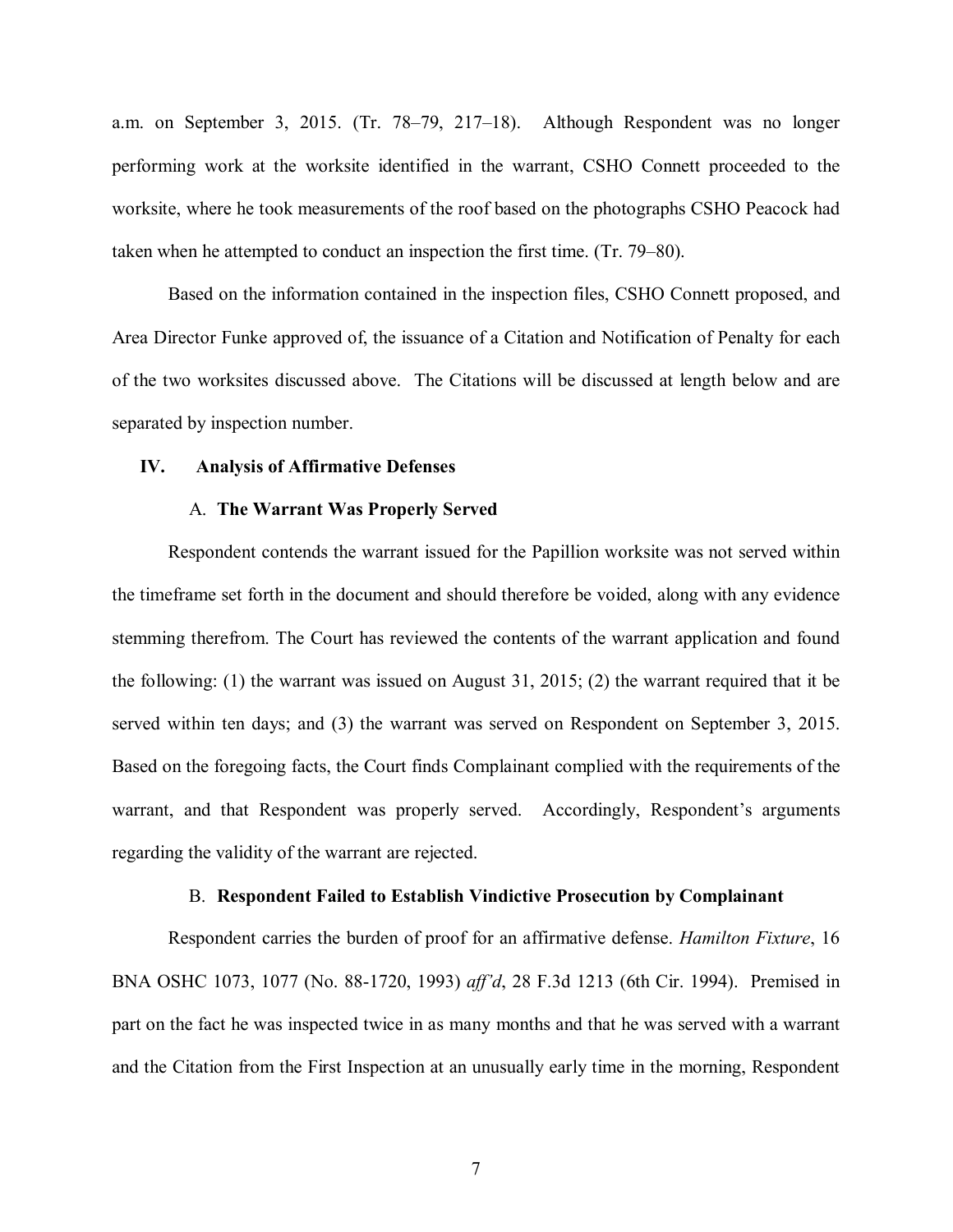a.m. on September 3, 2015. (Tr. 78–79, 217–18). Although Respondent was no longer performing work at the worksite identified in the warrant, CSHO Connett proceeded to the worksite, where he took measurements of the roof based on the photographs CSHO Peacock had taken when he attempted to conduct an inspection the first time. (Tr. 79–80).

Based on the information contained in the inspection files, CSHO Connett proposed, and Area Director Funke approved of, the issuance of a Citation and Notification of Penalty for each of the two worksites discussed above. The Citations will be discussed at length below and are separated by inspection number.

## IV. Analysis of Affirmative Defenses

### A. The Warrant Was Properly Served

Respondent contends the warrant issued for the Papillion worksite was not served within the timeframe set forth in the document and should therefore be voided, along with any evidence stemming therefrom. The Court has reviewed the contents of the warrant application and found the following: (1) the warrant was issued on August 31, 2015; (2) the warrant required that it be served within ten days; and (3) the warrant was served on Respondent on September 3, 2015. Based on the foregoing facts, the Court finds Complainant complied with the requirements of the warrant, and that Respondent was properly served. Accordingly, Respondent's arguments regarding the validity of the warrant are rejected.

### B. Respondent Failed to Establish Vindictive Prosecution by Complainant

Respondent carries the burden of proof for an affirmative defense. *Hamilton Fixture*, 16 BNA OSHC 1073, 1077 (No. 88-1720, 1993) *aff'd*, 28 F.3d 1213 (6th Cir. 1994). Premised in part on the fact he was inspected twice in as many months and that he was served with a warrant and the Citation from the First Inspection at an unusually early time in the morning, Respondent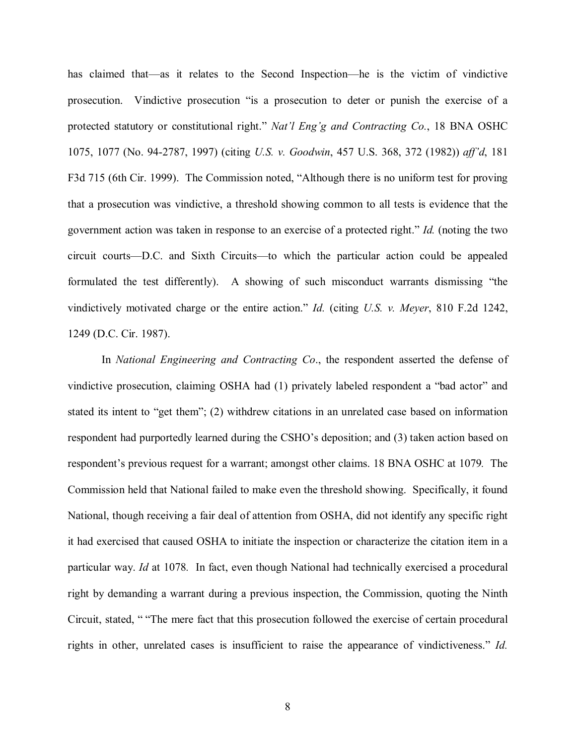has claimed that—as it relates to the Second Inspection—he is the victim of vindictive prosecution. Vindictive prosecution "is a prosecution to deter or punish the exercise of a protected statutory or constitutional right." *Nat'l Eng'g and Contracting Co.*, 18 BNA OSHC 1075, 1077 (No. 94-2787, 1997) (citing *U.S. v. Goodwin*, 457 U.S. 368, 372 (1982)) *aff'd*, 181 F3d 715 (6th Cir. 1999). The Commission noted, "Although there is no uniform test for proving that a prosecution was vindictive, a threshold showing common to all tests is evidence that the government action was taken in response to an exercise of a protected right." *Id.* (noting the two circuit courts—D.C. and Sixth Circuits—to which the particular action could be appealed formulated the test differently). A showing of such misconduct warrants dismissing "the vindictively motivated charge or the entire action." *Id.* (citing *U.S. v. Meyer*, 810 F.2d 1242, 1249 (D.C. Cir. 1987).

In *National Engineering and Contracting Co*., the respondent asserted the defense of vindictive prosecution, claiming OSHA had (1) privately labeled respondent a "bad actor" and stated its intent to "get them"; (2) withdrew citations in an unrelated case based on information respondent had purportedly learned during the CSHO's deposition; and (3) taken action based on respondent's previous request for a warrant; amongst other claims. 18 BNA OSHC at 1079. The Commission held that National failed to make even the threshold showing. Specifically, it found National, though receiving a fair deal of attention from OSHA, did not identify any specific right it had exercised that caused OSHA to initiate the inspection or characterize the citation item in a particular way. *Id* at 1078. In fact, even though National had technically exercised a procedural right by demanding a warrant during a previous inspection, the Commission, quoting the Ninth Circuit, stated, " "The mere fact that this prosecution followed the exercise of certain procedural rights in other, unrelated cases is insufficient to raise the appearance of vindictiveness." *Id.*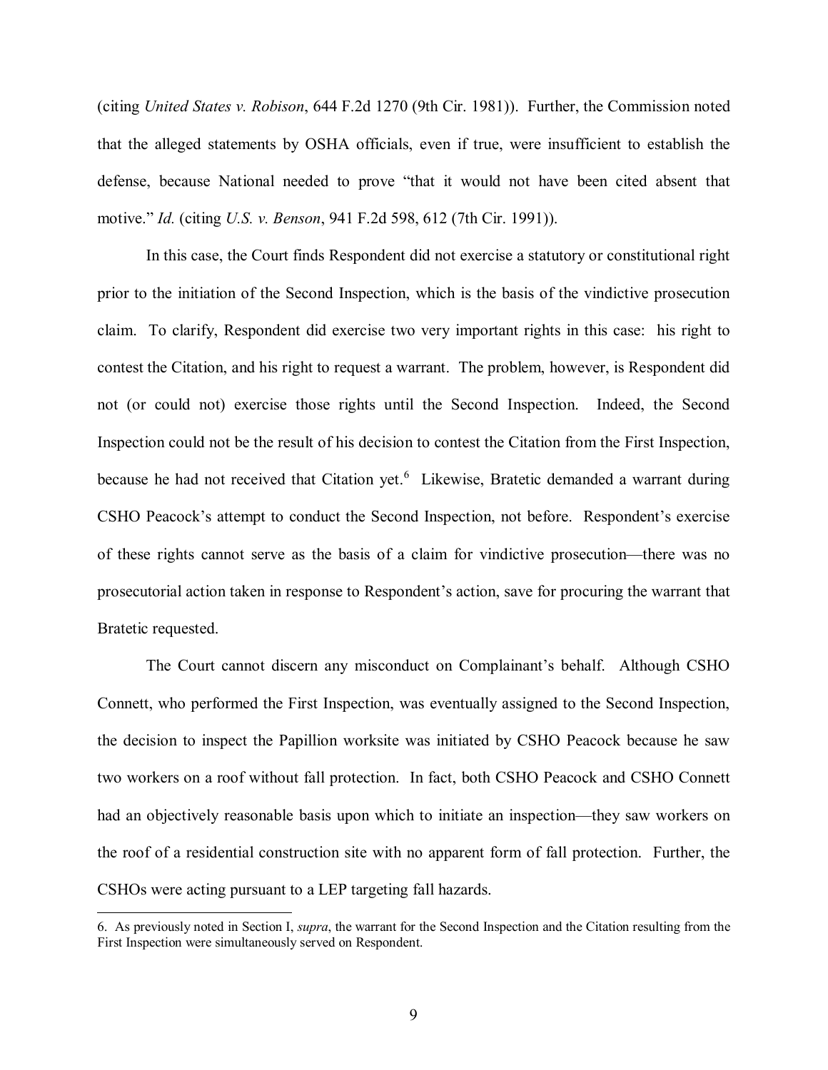(citing *United States v. Robison*, 644 F.2d 1270 (9th Cir. 1981)). Further, the Commission noted that the alleged statements by OSHA officials, even if true, were insufficient to establish the defense, because National needed to prove "that it would not have been cited absent that motive." *Id.* (citing *U.S. v. Benson*, 941 F.2d 598, 612 (7th Cir. 1991)).

In this case, the Court finds Respondent did not exercise a statutory or constitutional right prior to the initiation of the Second Inspection, which is the basis of the vindictive prosecution claim. To clarify, Respondent did exercise two very important rights in this case: his right to contest the Citation, and his right to request a warrant. The problem, however, is Respondent did not (or could not) exercise those rights until the Second Inspection. Indeed, the Second Inspection could not be the result of his decision to contest the Citation from the First Inspection, because he had not received that Citation yet.[6] Likewise, Bratetic demanded a warrant during CSHO Peacock's attempt to conduct the Second Inspection, not before. Respondent's exercise of these rights cannot serve as the basis of a claim for vindictive prosecution—there was no prosecutorial action taken in response to Respondent's action, save for procuring the warrant that Bratetic requested.

The Court cannot discern any misconduct on Complainant's behalf. Although CSHO Connett, who performed the First Inspection, was eventually assigned to the Second Inspection, the decision to inspect the Papillion worksite was initiated by CSHO Peacock because he saw two workers on a roof without fall protection. In fact, both CSHO Peacock and CSHO Connett had an objectively reasonable basis upon which to initiate an inspection—they saw workers on the roof of a residential construction site with no apparent form of fall protection. Further, the CSHOs were acting pursuant to a LEP targeting fall hazards.

---

6. As previously noted in Section I, *supra*, the warrant for the Second Inspection and the Citation resulting from the First Inspection were simultaneously served on Respondent.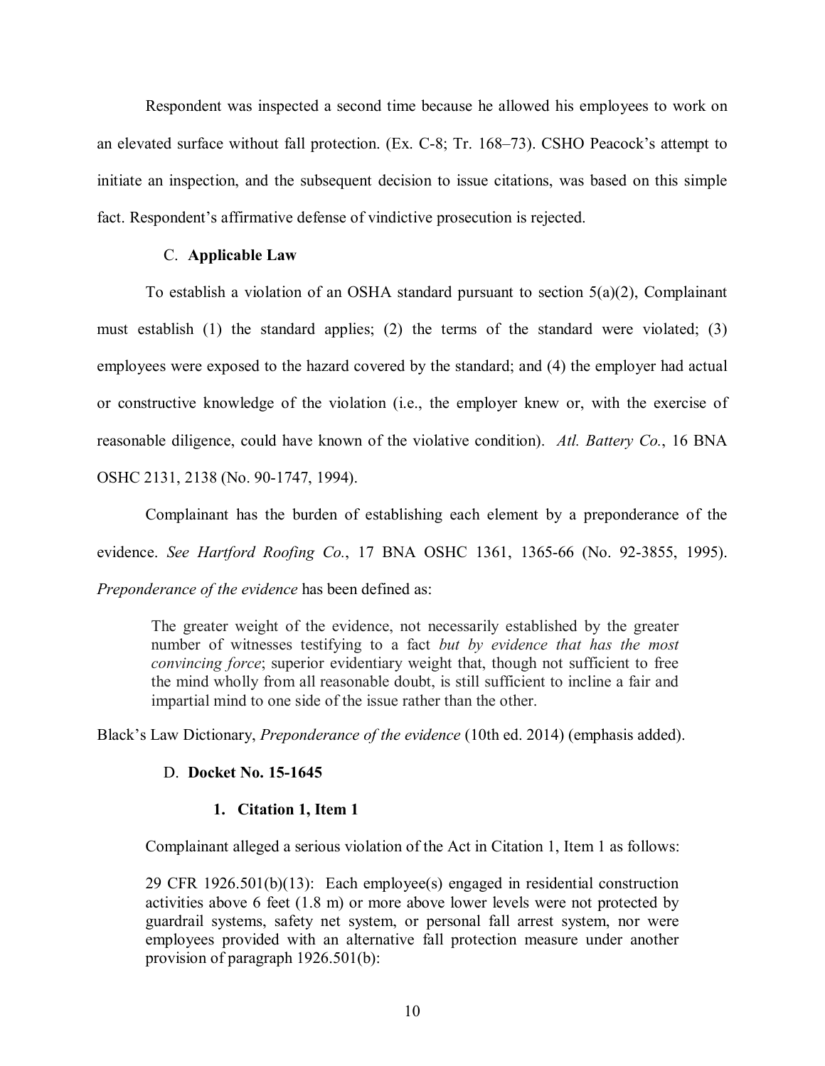Respondent was inspected a second time because he allowed his employees to work on an elevated surface without fall protection. (Ex. C-8; Tr. 168–73). CSHO Peacock's attempt to initiate an inspection, and the subsequent decision to issue citations, was based on this simple fact. Respondent's affirmative defense of vindictive prosecution is rejected.

### C. **Applicable Law**

To establish a violation of an OSHA standard pursuant to section 5(a)(2), Complainant must establish (1) the standard applies; (2) the terms of the standard were violated; (3) employees were exposed to the hazard covered by the standard; and (4) the employer had actual or constructive knowledge of the violation (i.e., the employer knew or, with the exercise of reasonable diligence, could have known of the violative condition). *Atl. Battery Co.*, 16 BNA OSHC 2131, 2138 (No. 90-1747, 1994).

Complainant has the burden of establishing each element by a preponderance of the evidence. *See Hartford Roofing Co.*, 17 BNA OSHC 1361, 1365-66 (No. 92-3855, 1995). *Preponderance of the evidence* has been defined as:

> The greater weight of the evidence, not necessarily established by the greater number of witnesses testifying to a fact *but by evidence that has the most convincing force*; superior evidentiary weight that, though not sufficient to free the mind wholly from all reasonable doubt, is still sufficient to incline a fair and impartial mind to one side of the issue rather than the other.

Black's Law Dictionary, *Preponderance of the evidence* (10th ed. 2014) (emphasis added).

### D. **Docket No. 15-1645**

#### 1. **Citation 1, Item 1**

Complainant alleged a serious violation of the Act in Citation 1, Item 1 as follows:

> 29 CFR 1926.501(b)(13): Each employee(s) engaged in residential construction activities above 6 feet (1.8 m) or more above lower levels were not protected by guardrail systems, safety net system, or personal fall arrest system, nor were employees provided with an alternative fall protection measure under another provision of paragraph 1926.501(b):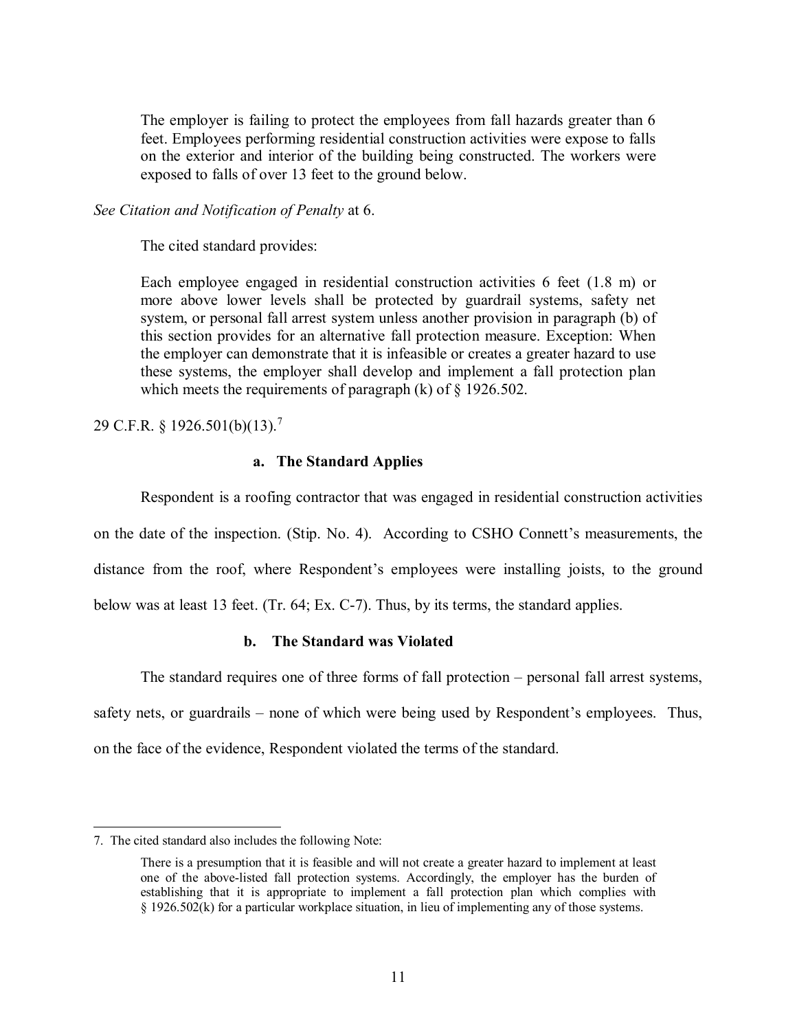> The employer is failing to protect the employees from fall hazards greater than 6 feet. Employees performing residential construction activities were expose to falls on the exterior and interior of the building being constructed. The workers were exposed to falls of over 13 feet to the ground below.

*See Citation and Notification of Penalty* at 6.

The cited standard provides:

> Each employee engaged in residential construction activities 6 feet (1.8 m) or more above lower levels shall be protected by guardrail systems, safety net system, or personal fall arrest system unless another provision in paragraph (b) of this section provides for an alternative fall protection measure. Exception: When the employer can demonstrate that it is infeasible or creates a greater hazard to use these systems, the employer shall develop and implement a fall protection plan which meets the requirements of paragraph (k) of § 1926.502.

29 C.F.R. § 1926.501(b)(13).[7]

**a. The Standard Applies**

Respondent is a roofing contractor that was engaged in residential construction activities on the date of the inspection. (Stip. No. 4). According to CSHO Connett's measurements, the distance from the roof, where Respondent's employees were installing joists, to the ground below was at least 13 feet. (Tr. 64; Ex. C-7). Thus, by its terms, the standard applies.

**b. The Standard was Violated**

The standard requires one of three forms of fall protection – personal fall arrest systems, safety nets, or guardrails – none of which were being used by Respondent's employees. Thus, on the face of the evidence, Respondent violated the terms of the standard.

---

7. The cited standard also includes the following Note:

> There is a presumption that it is feasible and will not create a greater hazard to implement at least one of the above-listed fall protection systems. Accordingly, the employer has the burden of establishing that it is appropriate to implement a fall protection plan which complies with § 1926.502(k) for a particular workplace situation, in lieu of implementing any of those systems.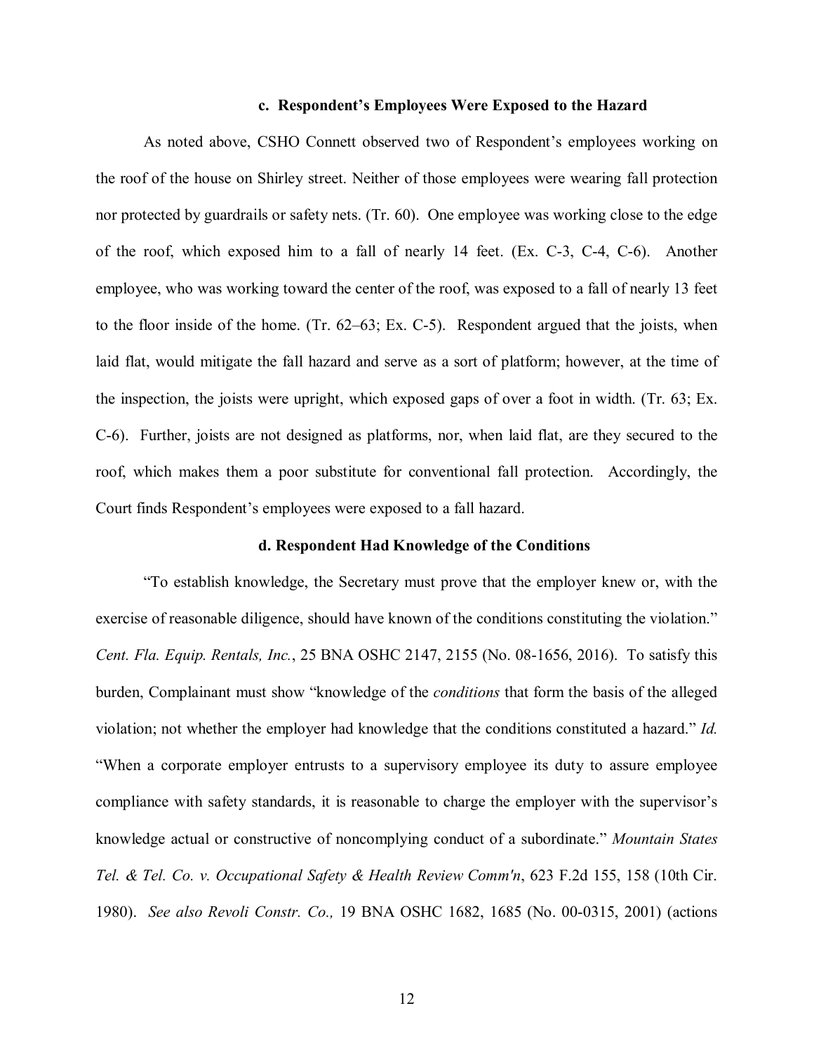#### c. Respondent's Employees Were Exposed to the Hazard

As noted above, CSHO Connett observed two of Respondent's employees working on the roof of the house on Shirley street. Neither of those employees were wearing fall protection nor protected by guardrails or safety nets. (Tr. 60). One employee was working close to the edge of the roof, which exposed him to a fall of nearly 14 feet. (Ex. C-3, C-4, C-6). Another employee, who was working toward the center of the roof, was exposed to a fall of nearly 13 feet to the floor inside of the home. (Tr. 62–63; Ex. C-5). Respondent argued that the joists, when laid flat, would mitigate the fall hazard and serve as a sort of platform; however, at the time of the inspection, the joists were upright, which exposed gaps of over a foot in width. (Tr. 63; Ex. C-6). Further, joists are not designed as platforms, nor, when laid flat, are they secured to the roof, which makes them a poor substitute for conventional fall protection. Accordingly, the Court finds Respondent's employees were exposed to a fall hazard.

#### d. Respondent Had Knowledge of the Conditions

"To establish knowledge, the Secretary must prove that the employer knew or, with the exercise of reasonable diligence, should have known of the conditions constituting the violation." *Cent. Fla. Equip. Rentals, Inc.*, 25 BNA OSHC 2147, 2155 (No. 08-1656, 2016). To satisfy this burden, Complainant must show "knowledge of the *conditions* that form the basis of the alleged violation; not whether the employer had knowledge that the conditions constituted a hazard." *Id.* "When a corporate employer entrusts to a supervisory employee its duty to assure employee compliance with safety standards, it is reasonable to charge the employer with the supervisor's knowledge actual or constructive of noncomplying conduct of a subordinate." *Mountain States Tel. & Tel. Co. v. Occupational Safety & Health Review Comm'n*, 623 F.2d 155, 158 (10th Cir. 1980). *See also Revoli Constr. Co.,* 19 BNA OSHC 1682, 1685 (No. 00-0315, 2001) (actions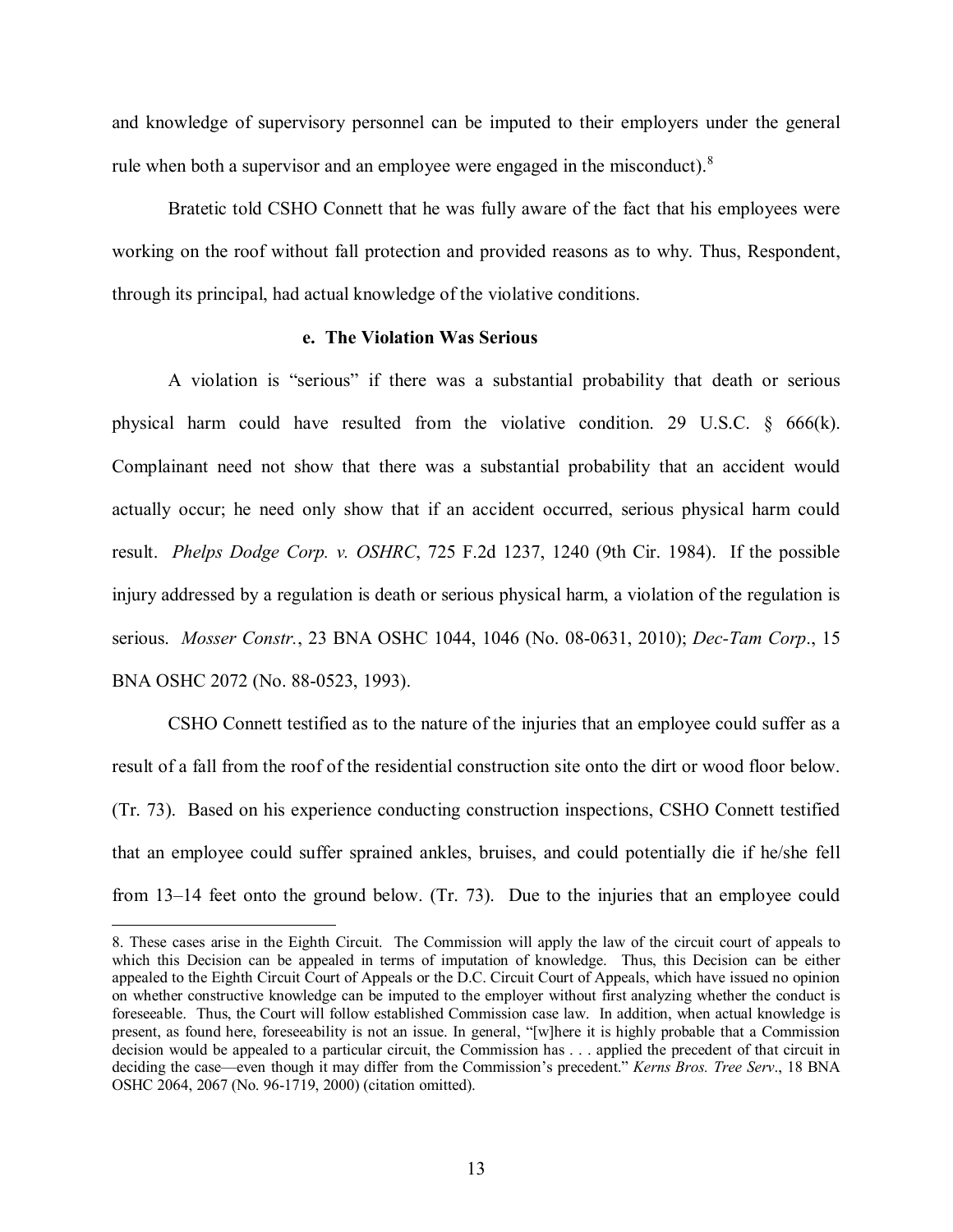and knowledge of supervisory personnel can be imputed to their employers under the general rule when both a supervisor and an employee were engaged in the misconduct).[8]

Bratetic told CSHO Connett that he was fully aware of the fact that his employees were working on the roof without fall protection and provided reasons as to why. Thus, Respondent, through its principal, had actual knowledge of the violative conditions.

#### e. The Violation Was Serious

A violation is "serious" if there was a substantial probability that death or serious physical harm could have resulted from the violative condition. 29 U.S.C. § 666(k). Complainant need not show that there was a substantial probability that an accident would actually occur; he need only show that if an accident occurred, serious physical harm could result. *Phelps Dodge Corp. v. OSHRC*, 725 F.2d 1237, 1240 (9th Cir. 1984). If the possible injury addressed by a regulation is death or serious physical harm, a violation of the regulation is serious. *Mosser Constr.*, 23 BNA OSHC 1044, 1046 (No. 08-0631, 2010); *Dec-Tam Corp*., 15 BNA OSHC 2072 (No. 88-0523, 1993).

CSHO Connett testified as to the nature of the injuries that an employee could suffer as a result of a fall from the roof of the residential construction site onto the dirt or wood floor below. (Tr. 73). Based on his experience conducting construction inspections, CSHO Connett testified that an employee could suffer sprained ankles, bruises, and could potentially die if he/she fell from 13–14 feet onto the ground below. (Tr. 73). Due to the injuries that an employee could

---

8. These cases arise in the Eighth Circuit. The Commission will apply the law of the circuit court of appeals to which this Decision can be appealed in terms of imputation of knowledge. Thus, this Decision can be either appealed to the Eighth Circuit Court of Appeals or the D.C. Circuit Court of Appeals, which have issued no opinion on whether constructive knowledge can be imputed to the employer without first analyzing whether the conduct is foreseeable. Thus, the Court will follow established Commission case law. In addition, when actual knowledge is present, as found here, foreseeability is not an issue. In general, "[w]here it is highly probable that a Commission decision would be appealed to a particular circuit, the Commission has . . . applied the precedent of that circuit in deciding the case—even though it may differ from the Commission's precedent." *Kerns Bros. Tree Serv*., 18 BNA OSHC 2064, 2067 (No. 96-1719, 2000) (citation omitted).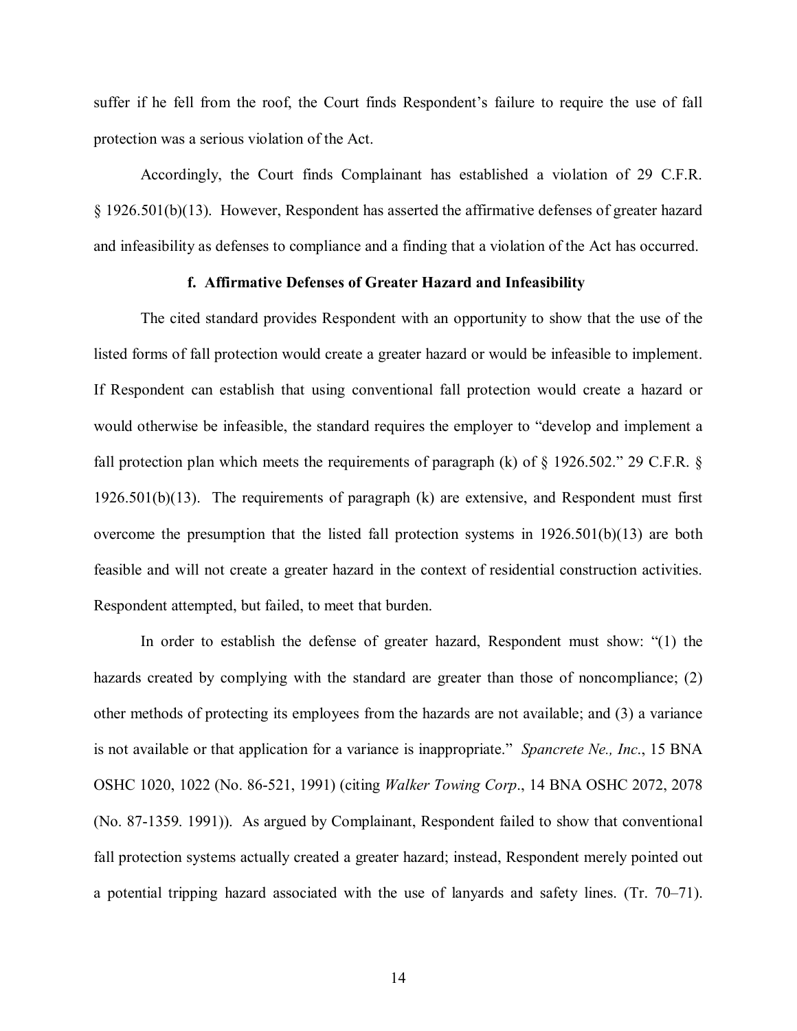suffer if he fell from the roof, the Court finds Respondent's failure to require the use of fall protection was a serious violation of the Act.

Accordingly, the Court finds Complainant has established a violation of 29 C.F.R. § 1926.501(b)(13). However, Respondent has asserted the affirmative defenses of greater hazard and infeasibility as defenses to compliance and a finding that a violation of the Act has occurred.

#### f. Affirmative Defenses of Greater Hazard and Infeasibility

The cited standard provides Respondent with an opportunity to show that the use of the listed forms of fall protection would create a greater hazard or would be infeasible to implement. If Respondent can establish that using conventional fall protection would create a hazard or would otherwise be infeasible, the standard requires the employer to "develop and implement a fall protection plan which meets the requirements of paragraph (k) of § 1926.502." 29 C.F.R. § 1926.501(b)(13). The requirements of paragraph (k) are extensive, and Respondent must first overcome the presumption that the listed fall protection systems in 1926.501(b)(13) are both feasible and will not create a greater hazard in the context of residential construction activities. Respondent attempted, but failed, to meet that burden.

In order to establish the defense of greater hazard, Respondent must show: "(1) the hazards created by complying with the standard are greater than those of noncompliance; (2) other methods of protecting its employees from the hazards are not available; and (3) a variance is not available or that application for a variance is inappropriate." *Spancrete Ne., Inc.*, 15 BNA OSHC 1020, 1022 (No. 86-521, 1991) (citing *Walker Towing Corp*., 14 BNA OSHC 2072, 2078 (No. 87-1359. 1991)). As argued by Complainant, Respondent failed to show that conventional fall protection systems actually created a greater hazard; instead, Respondent merely pointed out a potential tripping hazard associated with the use of lanyards and safety lines. (Tr. 70–71).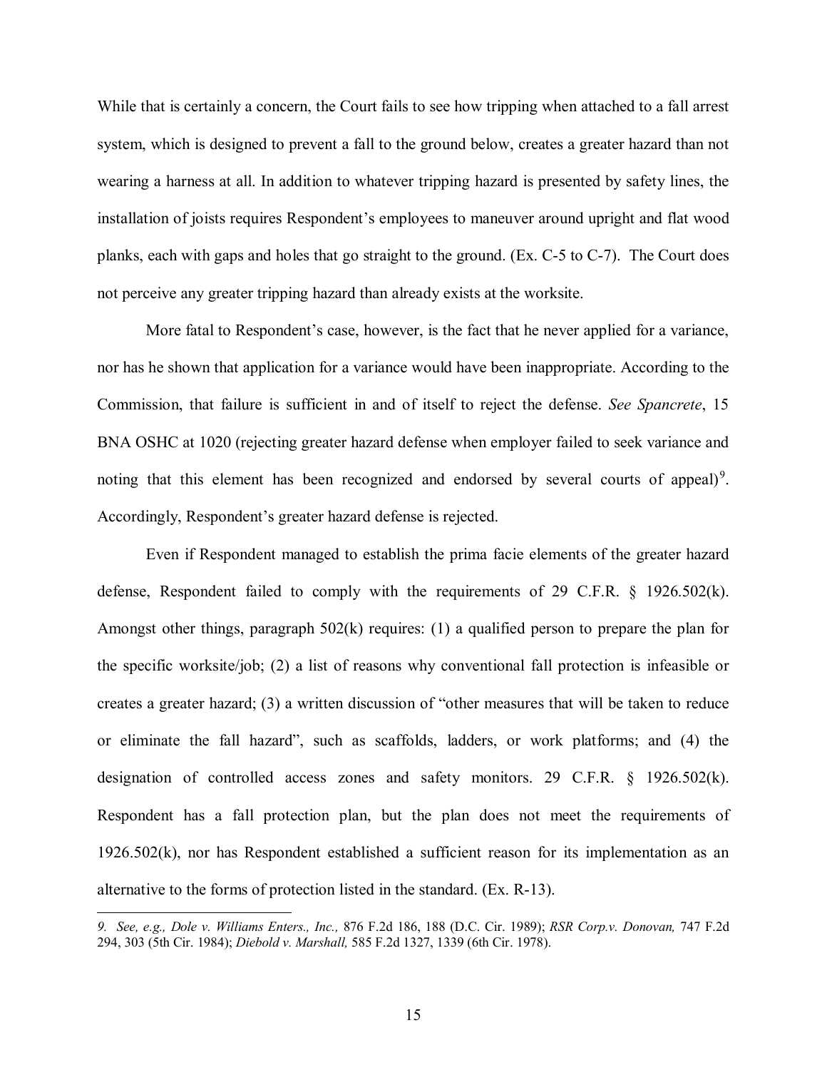While that is certainly a concern, the Court fails to see how tripping when attached to a fall arrest system, which is designed to prevent a fall to the ground below, creates a greater hazard than not wearing a harness at all. In addition to whatever tripping hazard is presented by safety lines, the installation of joists requires Respondent's employees to maneuver around upright and flat wood planks, each with gaps and holes that go straight to the ground. (Ex. C-5 to C-7). The Court does not perceive any greater tripping hazard than already exists at the worksite.

More fatal to Respondent's case, however, is the fact that he never applied for a variance, nor has he shown that application for a variance would have been inappropriate. According to the Commission, that failure is sufficient in and of itself to reject the defense. *See Spancrete*, 15 BNA OSHC at 1020 (rejecting greater hazard defense when employer failed to seek variance and noting that this element has been recognized and endorsed by several courts of appeal)[9]. Accordingly, Respondent's greater hazard defense is rejected.

Even if Respondent managed to establish the prima facie elements of the greater hazard defense, Respondent failed to comply with the requirements of 29 C.F.R. § 1926.502(k). Amongst other things, paragraph 502(k) requires: (1) a qualified person to prepare the plan for the specific worksite/job; (2) a list of reasons why conventional fall protection is infeasible or creates a greater hazard; (3) a written discussion of "other measures that will be taken to reduce or eliminate the fall hazard", such as scaffolds, ladders, or work platforms; and (4) the designation of controlled access zones and safety monitors. 29 C.F.R. § 1926.502(k). Respondent has a fall protection plan, but the plan does not meet the requirements of 1926.502(k), nor has Respondent established a sufficient reason for its implementation as an alternative to the forms of protection listed in the standard. (Ex. R-13).

---

*9. See, e.g., Dole v. Williams Enters., Inc.,* 876 F.2d 186, 188 (D.C. Cir. 1989); *RSR Corp.v. Donovan,* 747 F.2d 294, 303 (5th Cir. 1984); *Diebold v. Marshall,* 585 F.2d 1327, 1339 (6th Cir. 1978).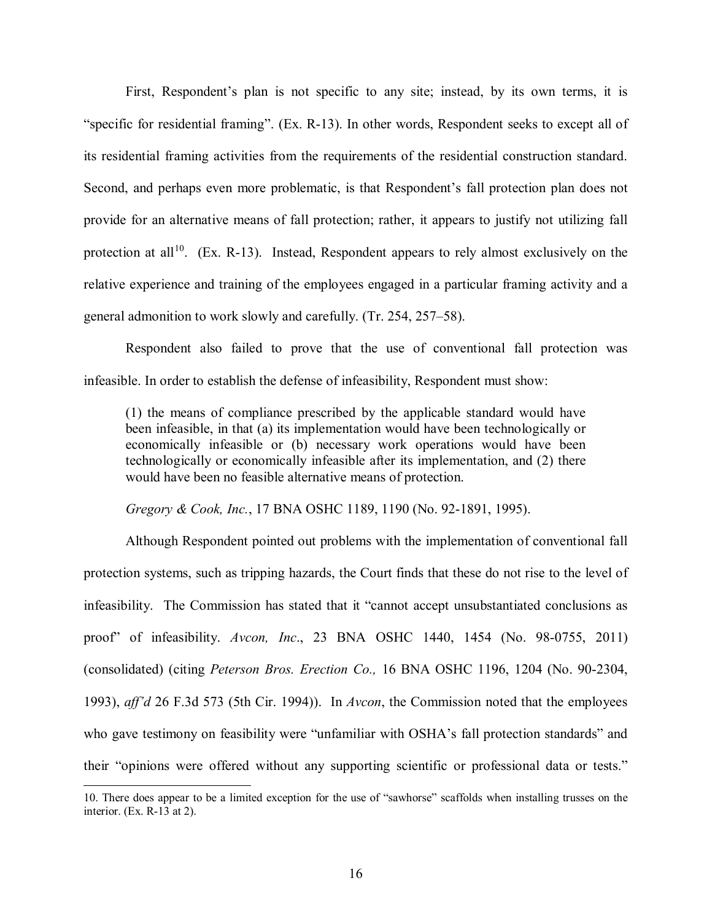First, Respondent's plan is not specific to any site; instead, by its own terms, it is "specific for residential framing". (Ex. R-13). In other words, Respondent seeks to except all of its residential framing activities from the requirements of the residential construction standard. Second, and perhaps even more problematic, is that Respondent's fall protection plan does not provide for an alternative means of fall protection; rather, it appears to justify not utilizing fall protection at all[10]. (Ex. R-13). Instead, Respondent appears to rely almost exclusively on the relative experience and training of the employees engaged in a particular framing activity and a general admonition to work slowly and carefully. (Tr. 254, 257–58).

Respondent also failed to prove that the use of conventional fall protection was infeasible. In order to establish the defense of infeasibility, Respondent must show:

> (1) the means of compliance prescribed by the applicable standard would have been infeasible, in that (a) its implementation would have been technologically or economically infeasible or (b) necessary work operations would have been technologically or economically infeasible after its implementation, and (2) there would have been no feasible alternative means of protection.
>
> *Gregory & Cook, Inc.*, 17 BNA OSHC 1189, 1190 (No. 92-1891, 1995).

Although Respondent pointed out problems with the implementation of conventional fall protection systems, such as tripping hazards, the Court finds that these do not rise to the level of infeasibility. The Commission has stated that it "cannot accept unsubstantiated conclusions as proof" of infeasibility. *Avcon, Inc*., 23 BNA OSHC 1440, 1454 (No. 98-0755, 2011) (consolidated) (citing *Peterson Bros. Erection Co.,* 16 BNA OSHC 1196, 1204 (No. 90-2304, 1993), *aff'd* 26 F.3d 573 (5th Cir. 1994)). In *Avcon*, the Commission noted that the employees who gave testimony on feasibility were "unfamiliar with OSHA's fall protection standards" and their "opinions were offered without any supporting scientific or professional data or tests."

---

10. There does appear to be a limited exception for the use of "sawhorse" scaffolds when installing trusses on the interior. (Ex. R-13 at 2).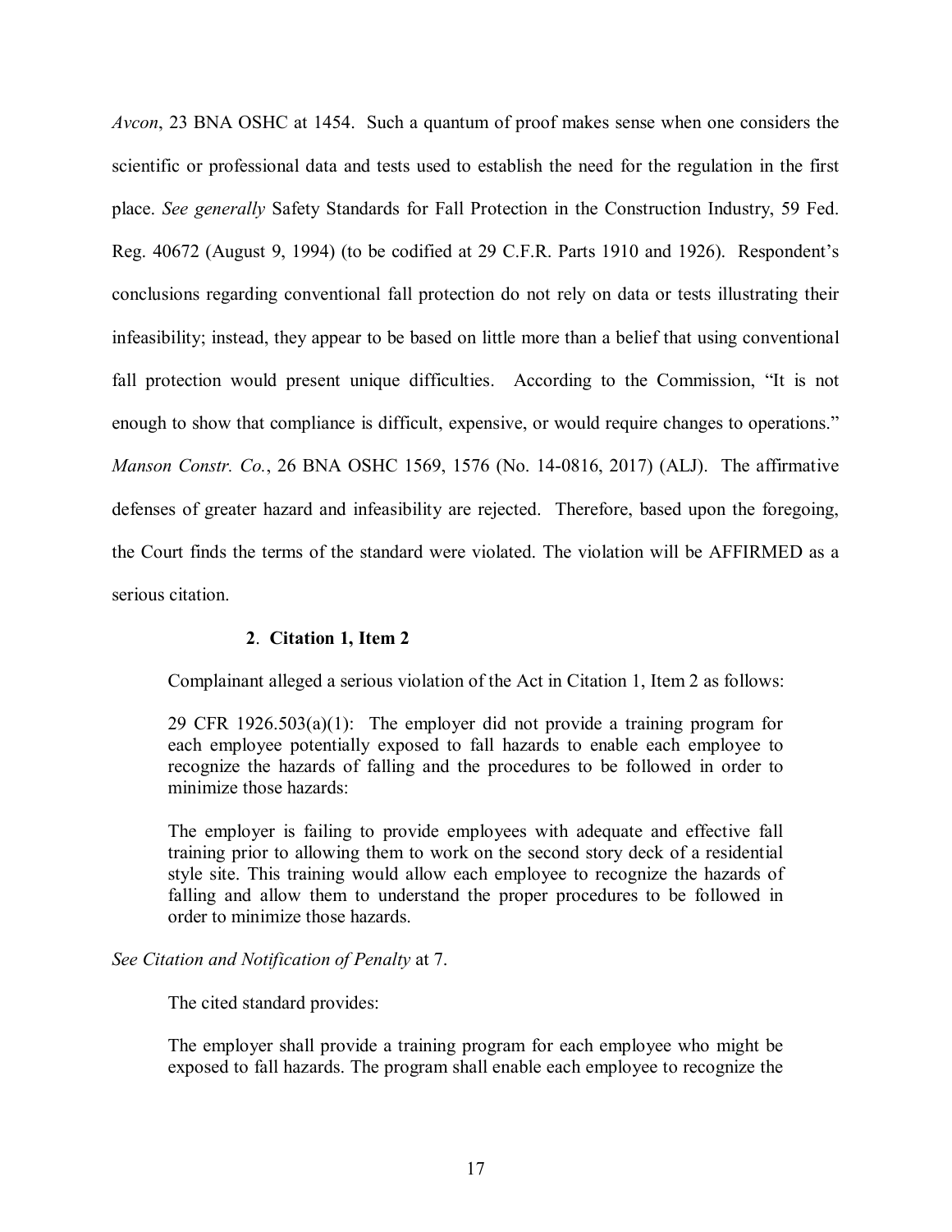*Avcon*, 23 BNA OSHC at 1454. Such a quantum of proof makes sense when one considers the scientific or professional data and tests used to establish the need for the regulation in the first place. *See generally* Safety Standards for Fall Protection in the Construction Industry, 59 Fed. Reg. 40672 (August 9, 1994) (to be codified at 29 C.F.R. Parts 1910 and 1926). Respondent's conclusions regarding conventional fall protection do not rely on data or tests illustrating their infeasibility; instead, they appear to be based on little more than a belief that using conventional fall protection would present unique difficulties. According to the Commission, "It is not enough to show that compliance is difficult, expensive, or would require changes to operations." *Manson Constr. Co.*, 26 BNA OSHC 1569, 1576 (No. 14-0816, 2017) (ALJ). The affirmative defenses of greater hazard and infeasibility are rejected. Therefore, based upon the foregoing, the Court finds the terms of the standard were violated. The violation will be AFFIRMED as a serious citation.

### 2. Citation 1, Item 2

Complainant alleged a serious violation of the Act in Citation 1, Item 2 as follows:

> 29 CFR 1926.503(a)(1): The employer did not provide a training program for each employee potentially exposed to fall hazards to enable each employee to recognize the hazards of falling and the procedures to be followed in order to minimize those hazards:
>
> The employer is failing to provide employees with adequate and effective fall training prior to allowing them to work on the second story deck of a residential style site. This training would allow each employee to recognize the hazards of falling and allow them to understand the proper procedures to be followed in order to minimize those hazards.

*See Citation and Notification of Penalty* at 7.

The cited standard provides:

> The employer shall provide a training program for each employee who might be exposed to fall hazards. The program shall enable each employee to recognize the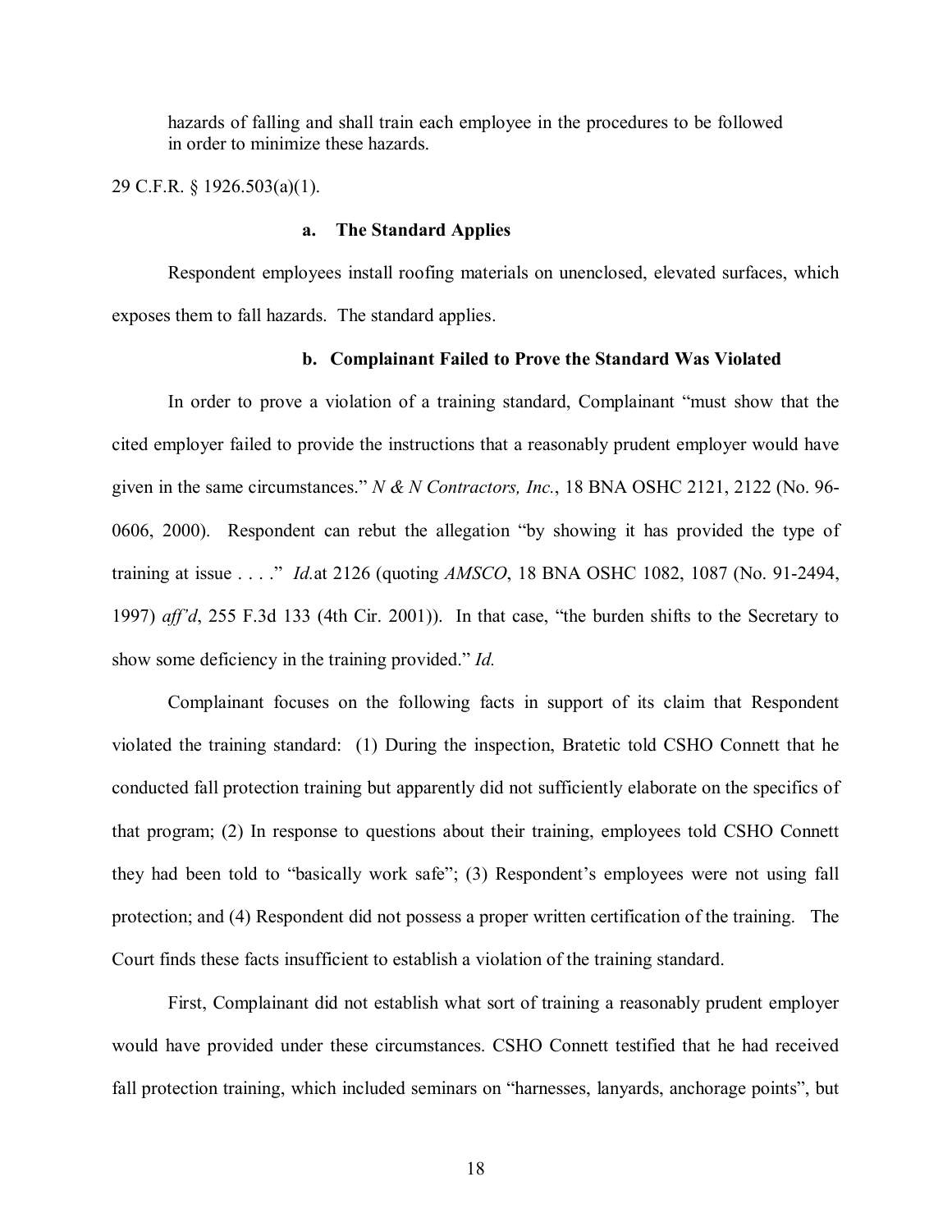> hazards of falling and shall train each employee in the procedures to be followed in order to minimize these hazards.

29 C.F.R. § 1926.503(a)(1).

**a. The Standard Applies**

Respondent employees install roofing materials on unenclosed, elevated surfaces, which exposes them to fall hazards. The standard applies.

**b. Complainant Failed to Prove the Standard Was Violated**

In order to prove a violation of a training standard, Complainant "must show that the cited employer failed to provide the instructions that a reasonably prudent employer would have given in the same circumstances." *N & N Contractors, Inc.*, 18 BNA OSHC 2121, 2122 (No. 96-0606, 2000). Respondent can rebut the allegation "by showing it has provided the type of training at issue . . . ." *Id.* at 2126 (quoting *AMSCO*, 18 BNA OSHC 1082, 1087 (No. 91-2494, 1997) *aff'd*, 255 F.3d 133 (4th Cir. 2001)). In that case, "the burden shifts to the Secretary to show some deficiency in the training provided." *Id.*

Complainant focuses on the following facts in support of its claim that Respondent violated the training standard: (1) During the inspection, Bratetic told CSHO Connett that he conducted fall protection training but apparently did not sufficiently elaborate on the specifics of that program; (2) In response to questions about their training, employees told CSHO Connett they had been told to "basically work safe"; (3) Respondent's employees were not using fall protection; and (4) Respondent did not possess a proper written certification of the training. The Court finds these facts insufficient to establish a violation of the training standard.

First, Complainant did not establish what sort of training a reasonably prudent employer would have provided under these circumstances. CSHO Connett testified that he had received fall protection training, which included seminars on "harnesses, lanyards, anchorage points", but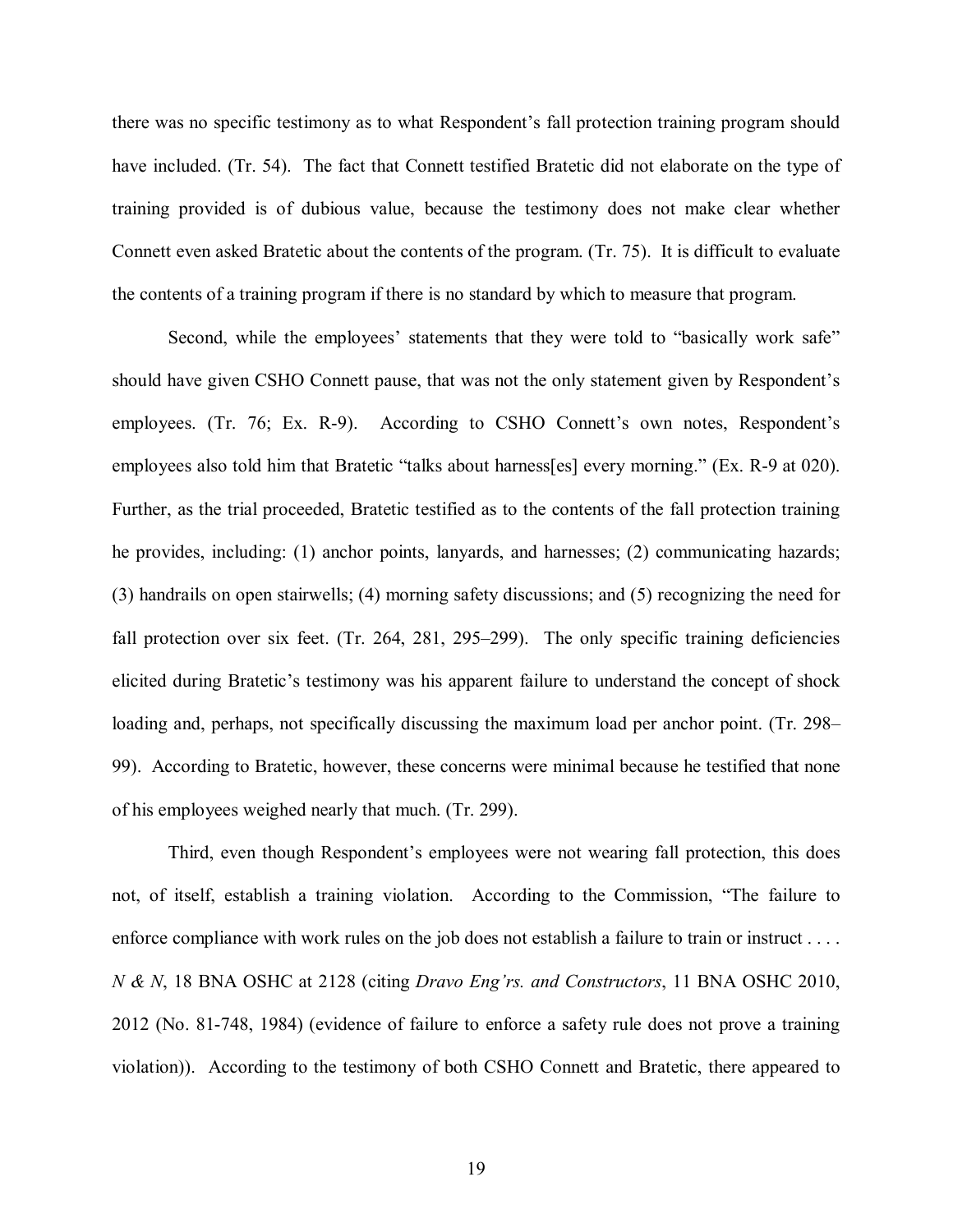there was no specific testimony as to what Respondent's fall protection training program should have included. (Tr. 54). The fact that Connett testified Bratetic did not elaborate on the type of training provided is of dubious value, because the testimony does not make clear whether Connett even asked Bratetic about the contents of the program. (Tr. 75). It is difficult to evaluate the contents of a training program if there is no standard by which to measure that program.

Second, while the employees' statements that they were told to "basically work safe" should have given CSHO Connett pause, that was not the only statement given by Respondent's employees. (Tr. 76; Ex. R-9). According to CSHO Connett's own notes, Respondent's employees also told him that Bratetic "talks about harness[es] every morning." (Ex. R-9 at 020). Further, as the trial proceeded, Bratetic testified as to the contents of the fall protection training he provides, including: (1) anchor points, lanyards, and harnesses; (2) communicating hazards; (3) handrails on open stairwells; (4) morning safety discussions; and (5) recognizing the need for fall protection over six feet. (Tr. 264, 281, 295–299). The only specific training deficiencies elicited during Bratetic's testimony was his apparent failure to understand the concept of shock loading and, perhaps, not specifically discussing the maximum load per anchor point. (Tr. 298–99). According to Bratetic, however, these concerns were minimal because he testified that none of his employees weighed nearly that much. (Tr. 299).

Third, even though Respondent's employees were not wearing fall protection, this does not, of itself, establish a training violation. According to the Commission, "The failure to enforce compliance with work rules on the job does not establish a failure to train or instruct . . . . *N & N*, 18 BNA OSHC at 2128 (citing *Dravo Eng'rs. and Constructors*, 11 BNA OSHC 2010, 2012 (No. 81-748, 1984) (evidence of failure to enforce a safety rule does not prove a training violation)). According to the testimony of both CSHO Connett and Bratetic, there appeared to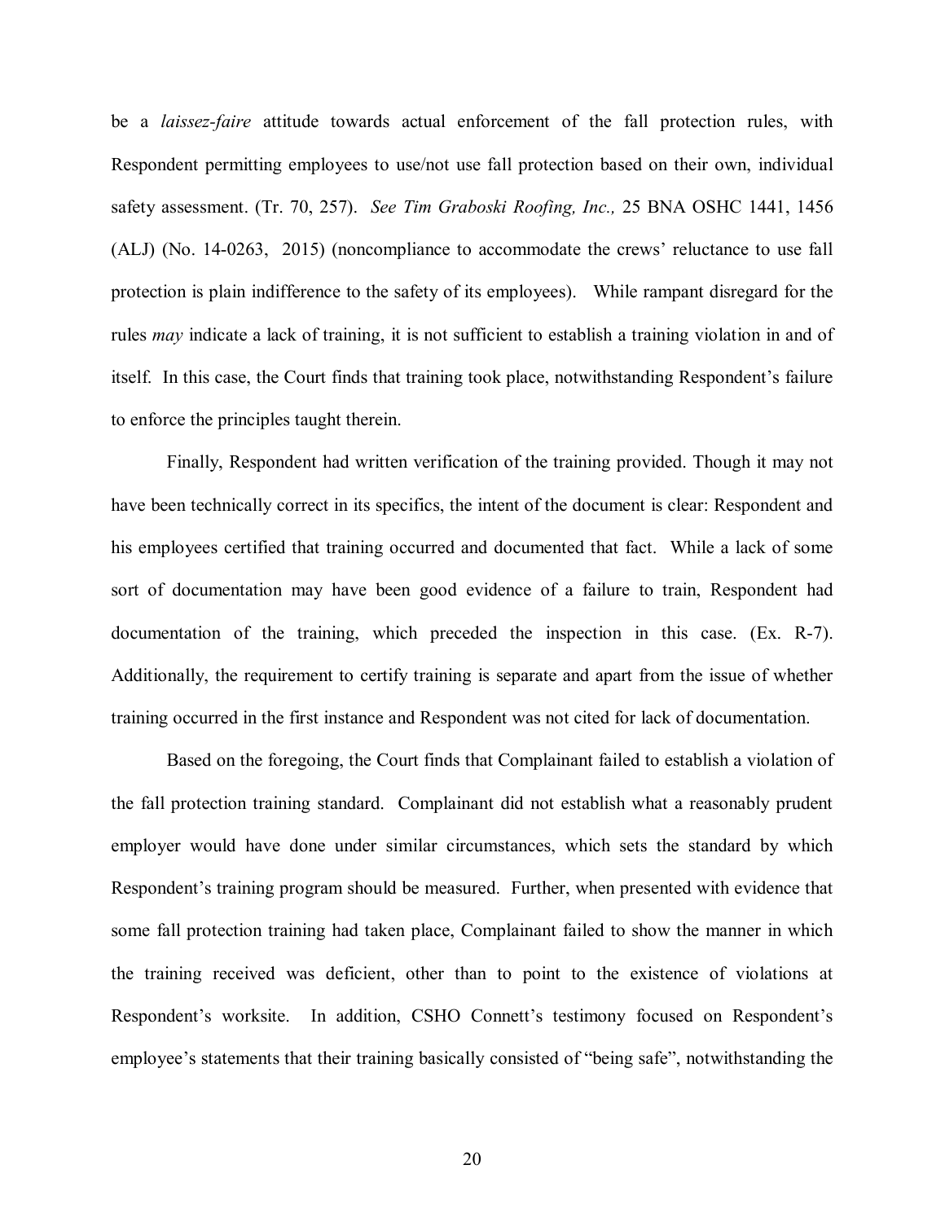be a *laissez-faire* attitude towards actual enforcement of the fall protection rules, with Respondent permitting employees to use/not use fall protection based on their own, individual safety assessment. (Tr. 70, 257). *See Tim Graboski Roofing, Inc.,* 25 BNA OSHC 1441, 1456 (ALJ) (No. 14-0263, 2015) (noncompliance to accommodate the crews' reluctance to use fall protection is plain indifference to the safety of its employees). While rampant disregard for the rules *may* indicate a lack of training, it is not sufficient to establish a training violation in and of itself. In this case, the Court finds that training took place, notwithstanding Respondent's failure to enforce the principles taught therein.

Finally, Respondent had written verification of the training provided. Though it may not have been technically correct in its specifics, the intent of the document is clear: Respondent and his employees certified that training occurred and documented that fact. While a lack of some sort of documentation may have been good evidence of a failure to train, Respondent had documentation of the training, which preceded the inspection in this case. (Ex. R-7). Additionally, the requirement to certify training is separate and apart from the issue of whether training occurred in the first instance and Respondent was not cited for lack of documentation.

Based on the foregoing, the Court finds that Complainant failed to establish a violation of the fall protection training standard. Complainant did not establish what a reasonably prudent employer would have done under similar circumstances, which sets the standard by which Respondent's training program should be measured. Further, when presented with evidence that some fall protection training had taken place, Complainant failed to show the manner in which the training received was deficient, other than to point to the existence of violations at Respondent's worksite. In addition, CSHO Connett's testimony focused on Respondent's employee's statements that their training basically consisted of "being safe", notwithstanding the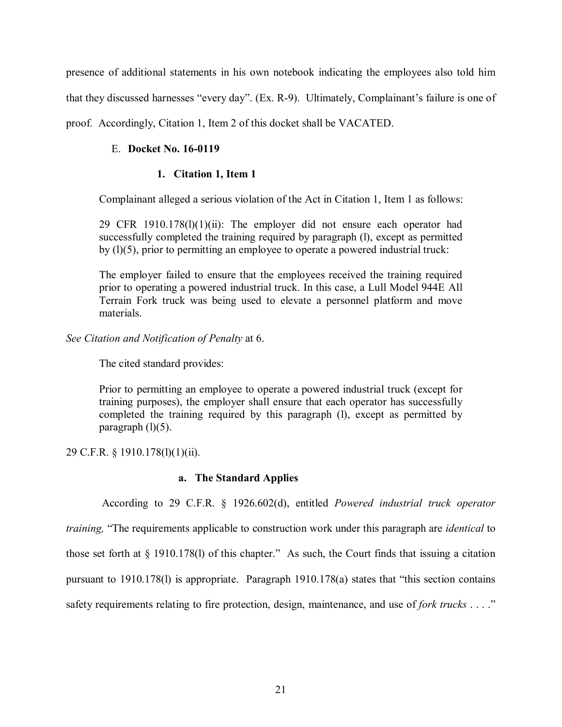presence of additional statements in his own notebook indicating the employees also told him that they discussed harnesses "every day". (Ex. R-9). Ultimately, Complainant's failure is one of proof. Accordingly, Citation 1, Item 2 of this docket shall be VACATED.

E. **Docket No. 16-0119**

**1. Citation 1, Item 1**

Complainant alleged a serious violation of the Act in Citation 1, Item 1 as follows:

> 29 CFR 1910.178(l)(1)(ii): The employer did not ensure each operator had successfully completed the training required by paragraph (l), except as permitted by (l)(5), prior to permitting an employee to operate a powered industrial truck:
>
> The employer failed to ensure that the employees received the training required prior to operating a powered industrial truck. In this case, a Lull Model 944E All Terrain Fork truck was being used to elevate a personnel platform and move materials.

*See Citation and Notification of Penalty* at 6.

The cited standard provides:

> Prior to permitting an employee to operate a powered industrial truck (except for training purposes), the employer shall ensure that each operator has successfully completed the training required by this paragraph (l), except as permitted by paragraph (l)(5).

29 C.F.R. § 1910.178(l)(1)(ii).

**a. The Standard Applies**

According to 29 C.F.R. § 1926.602(d), entitled *Powered industrial truck operator training,* "The requirements applicable to construction work under this paragraph are *identical* to those set forth at § 1910.178(l) of this chapter." As such, the Court finds that issuing a citation pursuant to 1910.178(l) is appropriate. Paragraph 1910.178(a) states that "this section contains safety requirements relating to fire protection, design, maintenance, and use of *fork trucks* . . . ."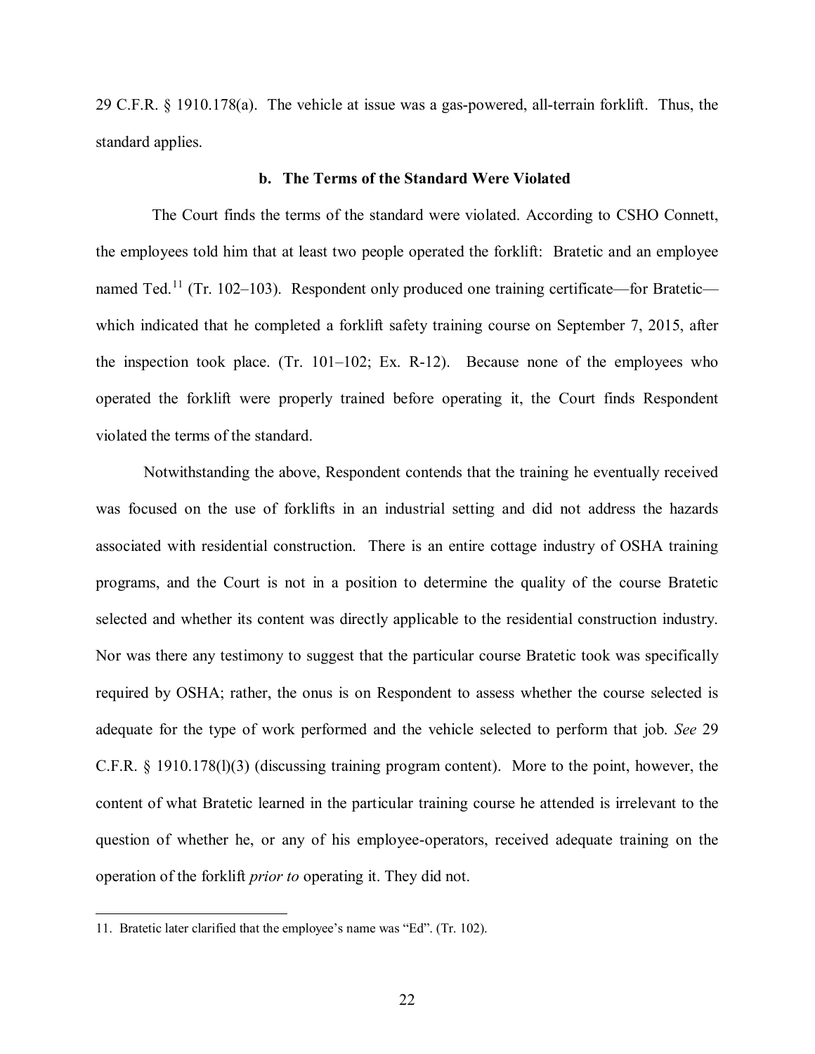29 C.F.R. § 1910.178(a). The vehicle at issue was a gas-powered, all-terrain forklift. Thus, the standard applies.

### b. The Terms of the Standard Were Violated

The Court finds the terms of the standard were violated. According to CSHO Connett, the employees told him that at least two people operated the forklift: Bratetic and an employee named Ted.[11] (Tr. 102–103). Respondent only produced one training certificate—for Bratetic—which indicated that he completed a forklift safety training course on September 7, 2015, after the inspection took place. (Tr. 101–102; Ex. R-12). Because none of the employees who operated the forklift were properly trained before operating it, the Court finds Respondent violated the terms of the standard.

Notwithstanding the above, Respondent contends that the training he eventually received was focused on the use of forklifts in an industrial setting and did not address the hazards associated with residential construction. There is an entire cottage industry of OSHA training programs, and the Court is not in a position to determine the quality of the course Bratetic selected and whether its content was directly applicable to the residential construction industry. Nor was there any testimony to suggest that the particular course Bratetic took was specifically required by OSHA; rather, the onus is on Respondent to assess whether the course selected is adequate for the type of work performed and the vehicle selected to perform that job. *See* 29 C.F.R. § 1910.178(l)(3) (discussing training program content). More to the point, however, the content of what Bratetic learned in the particular training course he attended is irrelevant to the question of whether he, or any of his employee-operators, received adequate training on the operation of the forklift *prior to* operating it. They did not.

---

11. Bratetic later clarified that the employee's name was "Ed". (Tr. 102).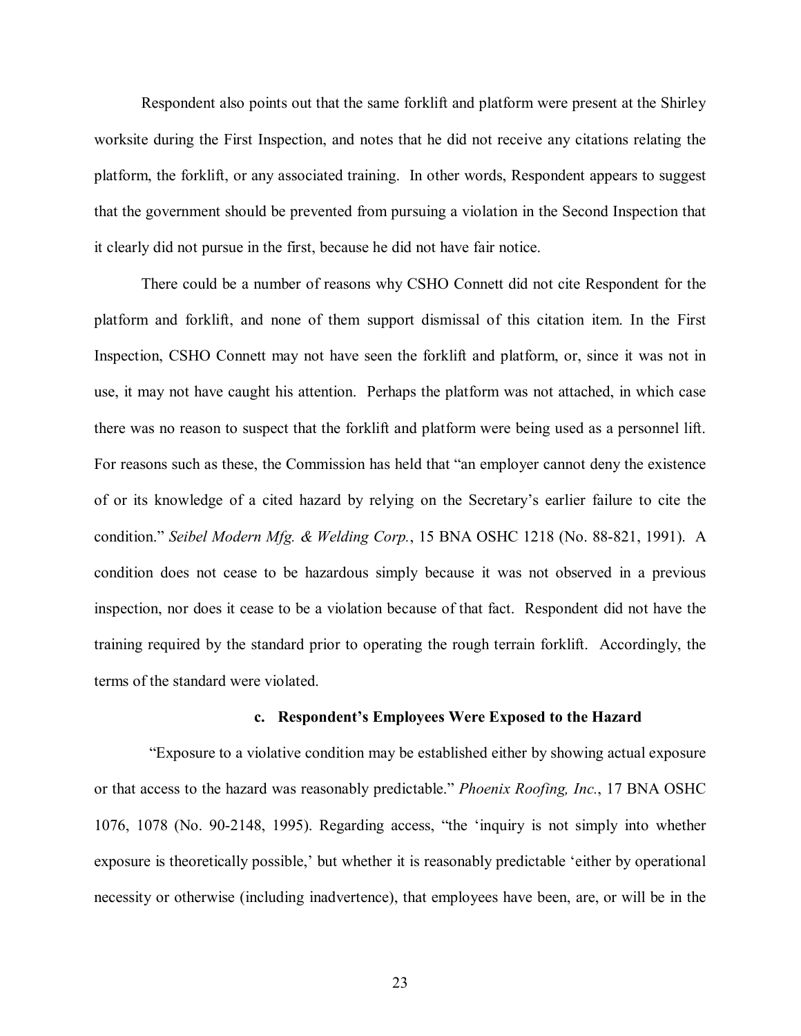Respondent also points out that the same forklift and platform were present at the Shirley worksite during the First Inspection, and notes that he did not receive any citations relating the platform, the forklift, or any associated training. In other words, Respondent appears to suggest that the government should be prevented from pursuing a violation in the Second Inspection that it clearly did not pursue in the first, because he did not have fair notice.

There could be a number of reasons why CSHO Connett did not cite Respondent for the platform and forklift, and none of them support dismissal of this citation item. In the First Inspection, CSHO Connett may not have seen the forklift and platform, or, since it was not in use, it may not have caught his attention. Perhaps the platform was not attached, in which case there was no reason to suspect that the forklift and platform were being used as a personnel lift. For reasons such as these, the Commission has held that "an employer cannot deny the existence of or its knowledge of a cited hazard by relying on the Secretary's earlier failure to cite the condition." *Seibel Modern Mfg. & Welding Corp.*, 15 BNA OSHC 1218 (No. 88-821, 1991). A condition does not cease to be hazardous simply because it was not observed in a previous inspection, nor does it cease to be a violation because of that fact. Respondent did not have the training required by the standard prior to operating the rough terrain forklift. Accordingly, the terms of the standard were violated.

#### c. Respondent's Employees Were Exposed to the Hazard

"Exposure to a violative condition may be established either by showing actual exposure or that access to the hazard was reasonably predictable." *Phoenix Roofing, Inc.*, 17 BNA OSHC 1076, 1078 (No. 90-2148, 1995). Regarding access, "the 'inquiry is not simply into whether exposure is theoretically possible,' but whether it is reasonably predictable 'either by operational necessity or otherwise (including inadvertence), that employees have been, are, or will be in the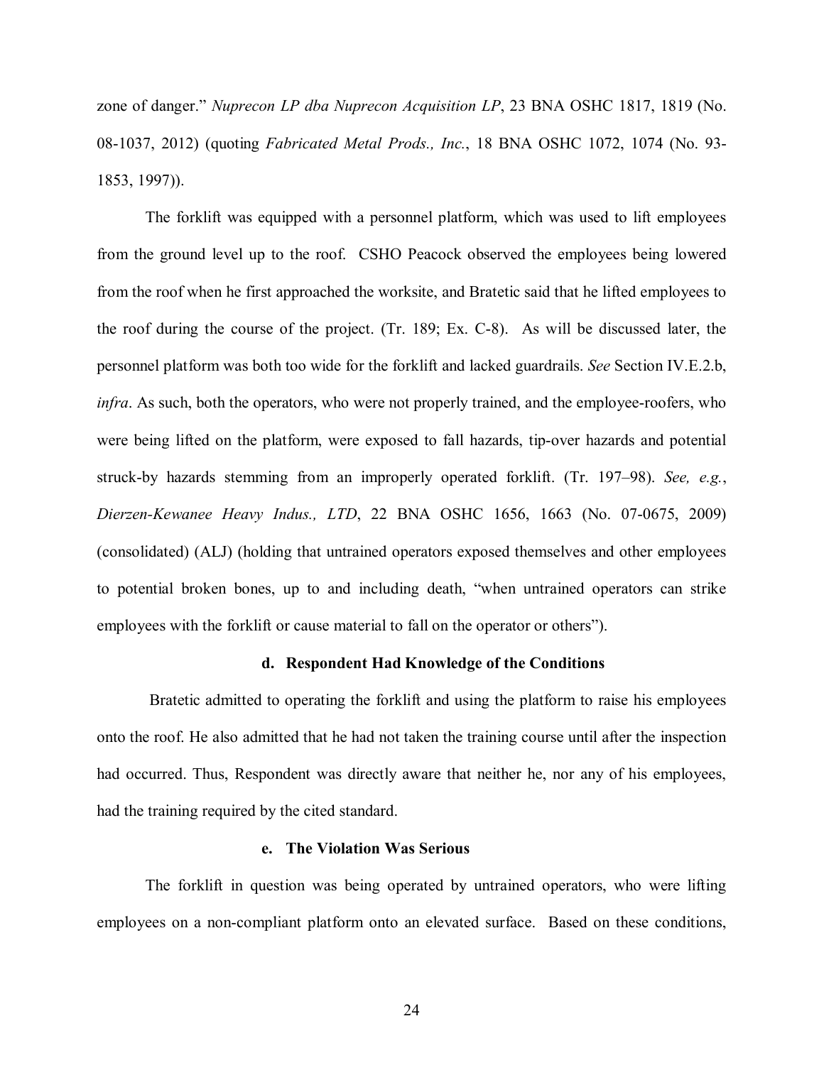zone of danger." *Nuprecon LP dba Nuprecon Acquisition LP*, 23 BNA OSHC 1817, 1819 (No. 08-1037, 2012) (quoting *Fabricated Metal Prods., Inc.*, 18 BNA OSHC 1072, 1074 (No. 93-1853, 1997)).

The forklift was equipped with a personnel platform, which was used to lift employees from the ground level up to the roof. CSHO Peacock observed the employees being lowered from the roof when he first approached the worksite, and Bratetic said that he lifted employees to the roof during the course of the project. (Tr. 189; Ex. C-8). As will be discussed later, the personnel platform was both too wide for the forklift and lacked guardrails. *See* Section IV.E.2.b, *infra*. As such, both the operators, who were not properly trained, and the employee-roofers, who were being lifted on the platform, were exposed to fall hazards, tip-over hazards and potential struck-by hazards stemming from an improperly operated forklift. (Tr. 197–98). *See, e.g.*, *Dierzen-Kewanee Heavy Indus., LTD*, 22 BNA OSHC 1656, 1663 (No. 07-0675, 2009) (consolidated) (ALJ) (holding that untrained operators exposed themselves and other employees to potential broken bones, up to and including death, "when untrained operators can strike employees with the forklift or cause material to fall on the operator or others").

#### d. Respondent Had Knowledge of the Conditions

Bratetic admitted to operating the forklift and using the platform to raise his employees onto the roof. He also admitted that he had not taken the training course until after the inspection had occurred. Thus, Respondent was directly aware that neither he, nor any of his employees, had the training required by the cited standard.

#### e. The Violation Was Serious

The forklift in question was being operated by untrained operators, who were lifting employees on a non-compliant platform onto an elevated surface. Based on these conditions,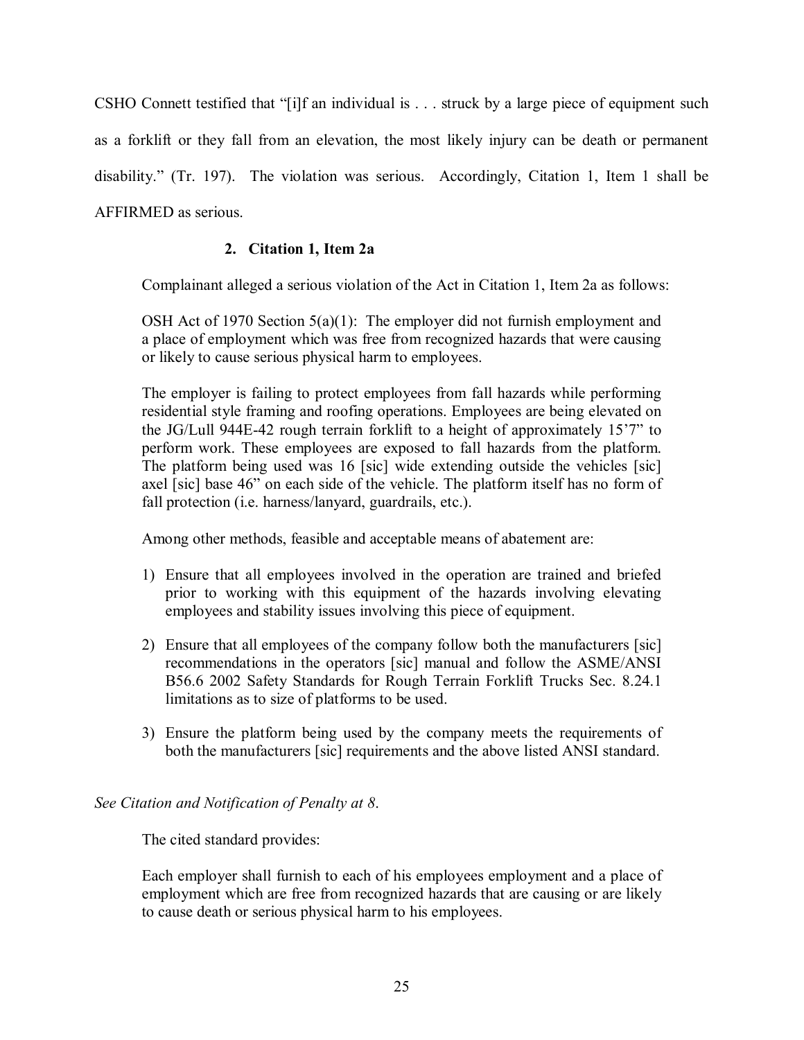CSHO Connett testified that "[i]f an individual is . . . struck by a large piece of equipment such as a forklift or they fall from an elevation, the most likely injury can be death or permanent disability." (Tr. 197). The violation was serious. Accordingly, Citation 1, Item 1 shall be AFFIRMED as serious.

### 2. Citation 1, Item 2a

Complainant alleged a serious violation of the Act in Citation 1, Item 2a as follows:

> OSH Act of 1970 Section 5(a)(1): The employer did not furnish employment and a place of employment which was free from recognized hazards that were causing or likely to cause serious physical harm to employees.
>
> The employer is failing to protect employees from fall hazards while performing residential style framing and roofing operations. Employees are being elevated on the JG/Lull 944E-42 rough terrain forklift to a height of approximately 15'7" to perform work. These employees are exposed to fall hazards from the platform. The platform being used was 16 [sic] wide extending outside the vehicles [sic] axel [sic] base 46" on each side of the vehicle. The platform itself has no form of fall protection (i.e. harness/lanyard, guardrails, etc.).
>
> Among other methods, feasible and acceptable means of abatement are:
>
> 1) Ensure that all employees involved in the operation are trained and briefed prior to working with this equipment of the hazards involving elevating employees and stability issues involving this piece of equipment.
> 2) Ensure that all employees of the company follow both the manufacturers [sic] recommendations in the operators [sic] manual and follow the ASME/ANSI B56.6 2002 Safety Standards for Rough Terrain Forklift Trucks Sec. 8.24.1 limitations as to size of platforms to be used.
> 3) Ensure the platform being used by the company meets the requirements of both the manufacturers [sic] requirements and the above listed ANSI standard.

*See Citation and Notification of Penalty at 8*.

The cited standard provides:

> Each employer shall furnish to each of his employees employment and a place of employment which are free from recognized hazards that are causing or are likely to cause death or serious physical harm to his employees.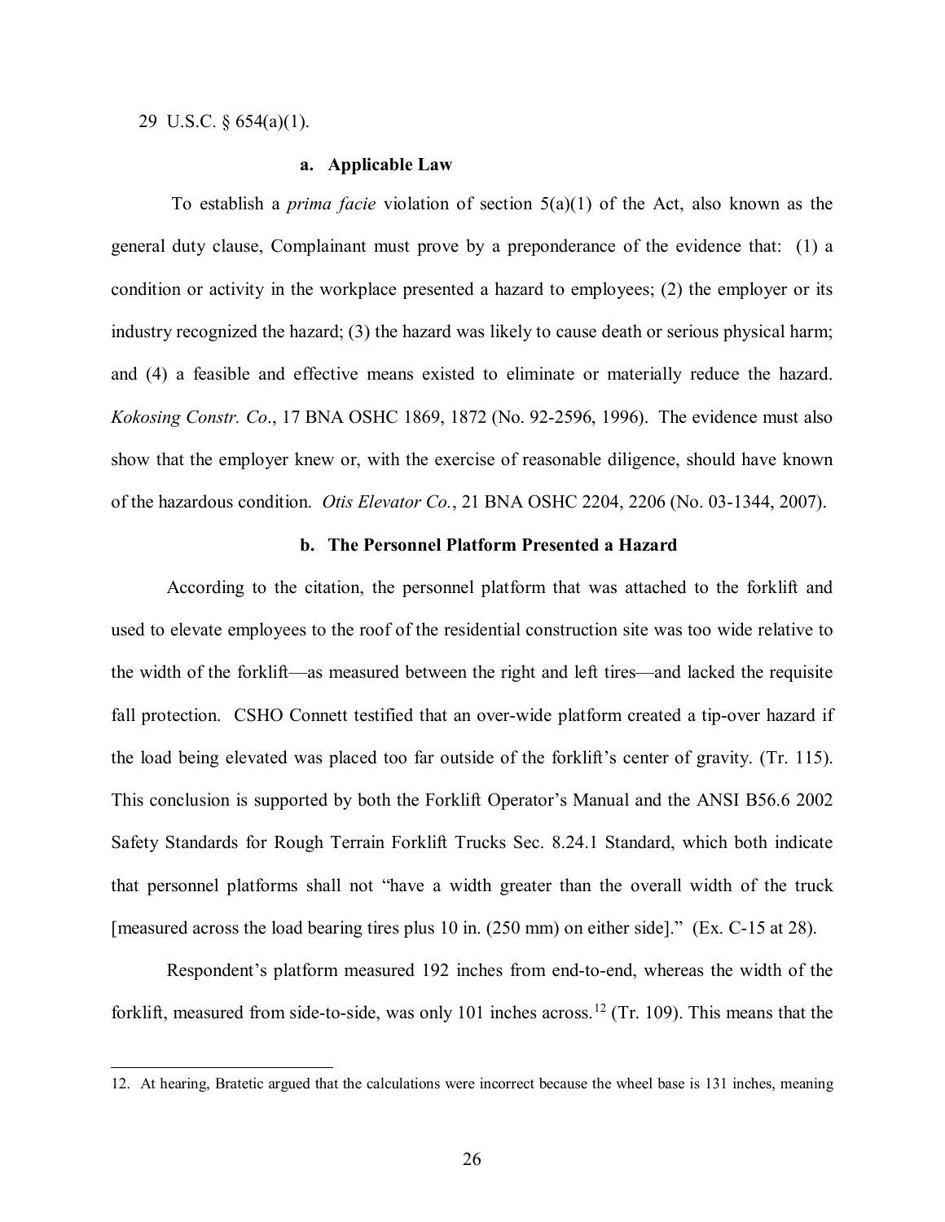29 U.S.C. § 654(a)(1).

#### a. Applicable Law

To establish a *prima facie* violation of section 5(a)(1) of the Act, also known as the general duty clause, Complainant must prove by a preponderance of the evidence that: (1) a condition or activity in the workplace presented a hazard to employees; (2) the employer or its industry recognized the hazard; (3) the hazard was likely to cause death or serious physical harm; and (4) a feasible and effective means existed to eliminate or materially reduce the hazard. *Kokosing Constr. Co*., 17 BNA OSHC 1869, 1872 (No. 92-2596, 1996). The evidence must also show that the employer knew or, with the exercise of reasonable diligence, should have known of the hazardous condition. *Otis Elevator Co.*, 21 BNA OSHC 2204, 2206 (No. 03-1344, 2007).

#### b. The Personnel Platform Presented a Hazard

According to the citation, the personnel platform that was attached to the forklift and used to elevate employees to the roof of the residential construction site was too wide relative to the width of the forklift—as measured between the right and left tires—and lacked the requisite fall protection. CSHO Connett testified that an over-wide platform created a tip-over hazard if the load being elevated was placed too far outside of the forklift's center of gravity. (Tr. 115). This conclusion is supported by both the Forklift Operator's Manual and the ANSI B56.6 2002 Safety Standards for Rough Terrain Forklift Trucks Sec. 8.24.1 Standard, which both indicate that personnel platforms shall not "have a width greater than the overall width of the truck [measured across the load bearing tires plus 10 in. (250 mm) on either side]." (Ex. C-15 at 28).

Respondent's platform measured 192 inches from end-to-end, whereas the width of the forklift, measured from side-to-side, was only 101 inches across.[12] (Tr. 109). This means that the

---

12. At hearing, Bratetic argued that the calculations were incorrect because the wheel base is 131 inches, meaning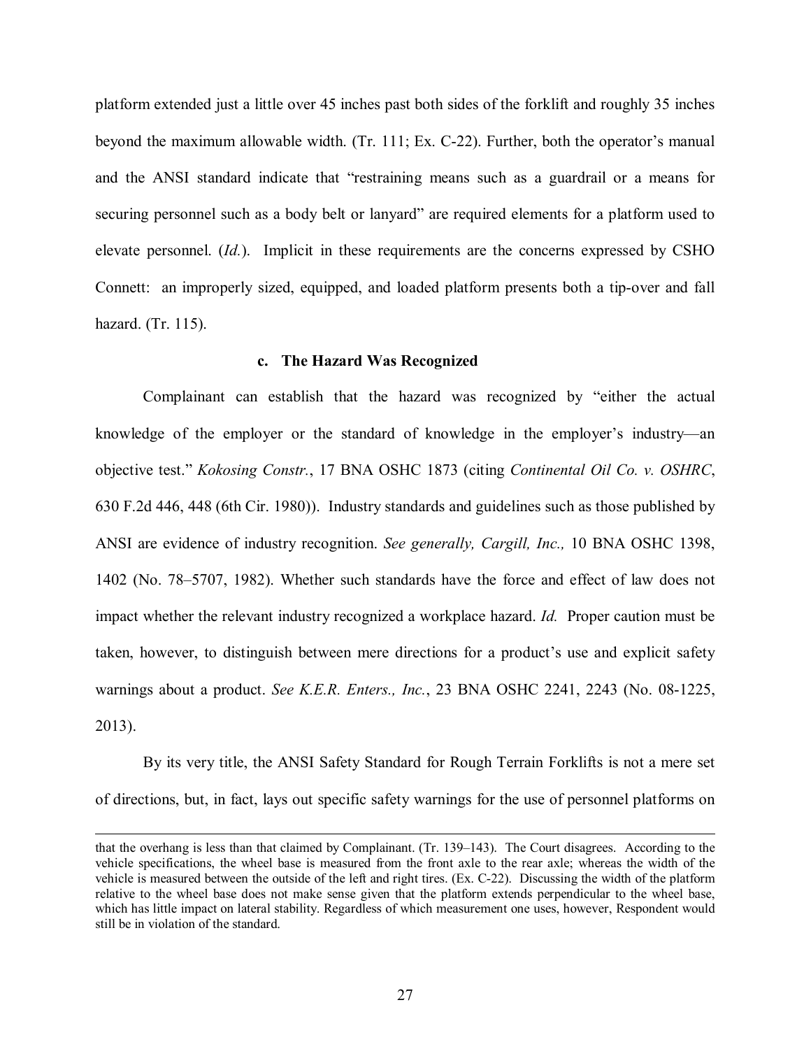platform extended just a little over 45 inches past both sides of the forklift and roughly 35 inches beyond the maximum allowable width. (Tr. 111; Ex. C-22). Further, both the operator's manual and the ANSI standard indicate that "restraining means such as a guardrail or a means for securing personnel such as a body belt or lanyard" are required elements for a platform used to elevate personnel. (*Id.*). Implicit in these requirements are the concerns expressed by CSHO Connett: an improperly sized, equipped, and loaded platform presents both a tip-over and fall hazard. (Tr. 115).

**c. The Hazard Was Recognized**

Complainant can establish that the hazard was recognized by "either the actual knowledge of the employer or the standard of knowledge in the employer's industry—an objective test." *Kokosing Constr.*, 17 BNA OSHC 1873 (citing *Continental Oil Co. v. OSHRC*, 630 F.2d 446, 448 (6th Cir. 1980)). Industry standards and guidelines such as those published by ANSI are evidence of industry recognition. *See generally, Cargill, Inc.,* 10 BNA OSHC 1398, 1402 (No. 78–5707, 1982). Whether such standards have the force and effect of law does not impact whether the relevant industry recognized a workplace hazard. *Id.* Proper caution must be taken, however, to distinguish between mere directions for a product's use and explicit safety warnings about a product. *See K.E.R. Enters., Inc.*, 23 BNA OSHC 2241, 2243 (No. 08-1225, 2013).

By its very title, the ANSI Safety Standard for Rough Terrain Forklifts is not a mere set of directions, but, in fact, lays out specific safety warnings for the use of personnel platforms on

---

that the overhang is less than that claimed by Complainant. (Tr. 139–143). The Court disagrees. According to the vehicle specifications, the wheel base is measured from the front axle to the rear axle; whereas the width of the vehicle is measured between the outside of the left and right tires. (Ex. C-22). Discussing the width of the platform relative to the wheel base does not make sense given that the platform extends perpendicular to the wheel base, which has little impact on lateral stability. Regardless of which measurement one uses, however, Respondent would still be in violation of the standard.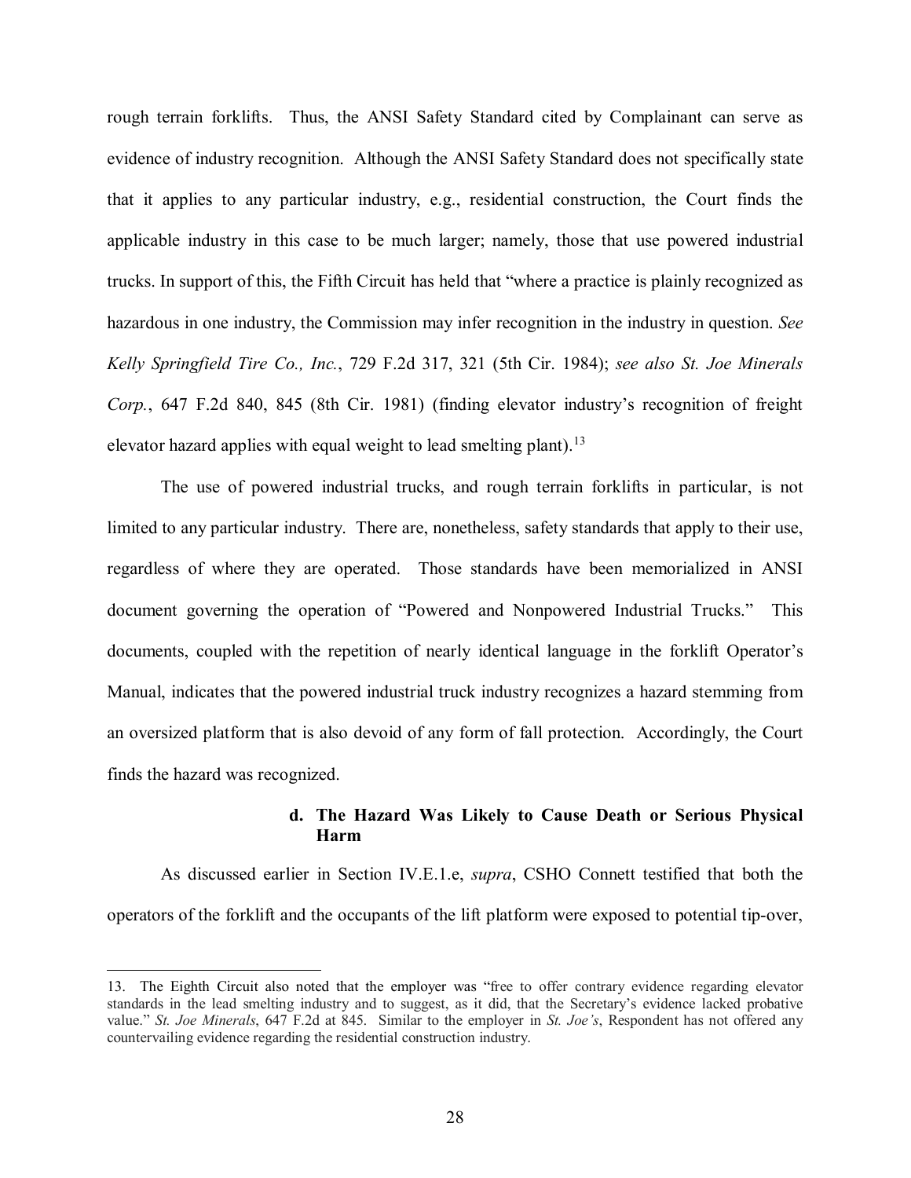rough terrain forklifts. Thus, the ANSI Safety Standard cited by Complainant can serve as evidence of industry recognition. Although the ANSI Safety Standard does not specifically state that it applies to any particular industry, e.g., residential construction, the Court finds the applicable industry in this case to be much larger; namely, those that use powered industrial trucks. In support of this, the Fifth Circuit has held that "where a practice is plainly recognized as hazardous in one industry, the Commission may infer recognition in the industry in question. *See Kelly Springfield Tire Co., Inc.*, 729 F.2d 317, 321 (5th Cir. 1984); *see also St. Joe Minerals Corp.*, 647 F.2d 840, 845 (8th Cir. 1981) (finding elevator industry's recognition of freight elevator hazard applies with equal weight to lead smelting plant).[13]

The use of powered industrial trucks, and rough terrain forklifts in particular, is not limited to any particular industry. There are, nonetheless, safety standards that apply to their use, regardless of where they are operated. Those standards have been memorialized in ANSI document governing the operation of "Powered and Nonpowered Industrial Trucks." This documents, coupled with the repetition of nearly identical language in the forklift Operator's Manual, indicates that the powered industrial truck industry recognizes a hazard stemming from an oversized platform that is also devoid of any form of fall protection. Accordingly, the Court finds the hazard was recognized.

#### d. The Hazard Was Likely to Cause Death or Serious Physical Harm

As discussed earlier in Section IV.E.1.e, *supra*, CSHO Connett testified that both the operators of the forklift and the occupants of the lift platform were exposed to potential tip-over,

---

13. The Eighth Circuit also noted that the employer was "free to offer contrary evidence regarding elevator standards in the lead smelting industry and to suggest, as it did, that the Secretary's evidence lacked probative value." *St. Joe Minerals*, 647 F.2d at 845. Similar to the employer in *St. Joe's*, Respondent has not offered any countervailing evidence regarding the residential construction industry.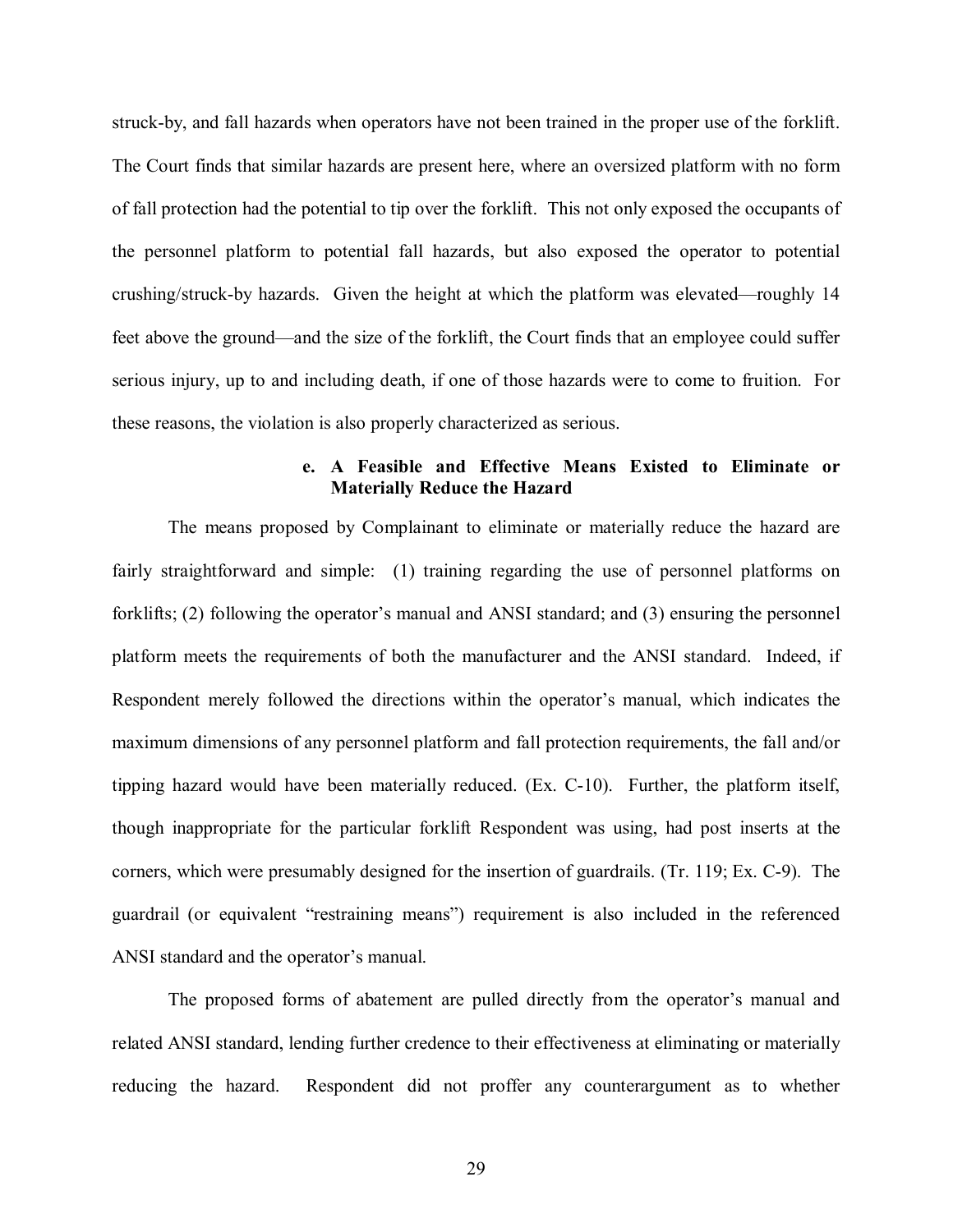struck-by, and fall hazards when operators have not been trained in the proper use of the forklift. The Court finds that similar hazards are present here, where an oversized platform with no form of fall protection had the potential to tip over the forklift. This not only exposed the occupants of the personnel platform to potential fall hazards, but also exposed the operator to potential crushing/struck-by hazards. Given the height at which the platform was elevated—roughly 14 feet above the ground—and the size of the forklift, the Court finds that an employee could suffer serious injury, up to and including death, if one of those hazards were to come to fruition. For these reasons, the violation is also properly characterized as serious.

#### e. A Feasible and Effective Means Existed to Eliminate or Materially Reduce the Hazard

The means proposed by Complainant to eliminate or materially reduce the hazard are fairly straightforward and simple: (1) training regarding the use of personnel platforms on forklifts; (2) following the operator's manual and ANSI standard; and (3) ensuring the personnel platform meets the requirements of both the manufacturer and the ANSI standard. Indeed, if Respondent merely followed the directions within the operator's manual, which indicates the maximum dimensions of any personnel platform and fall protection requirements, the fall and/or tipping hazard would have been materially reduced. (Ex. C-10). Further, the platform itself, though inappropriate for the particular forklift Respondent was using, had post inserts at the corners, which were presumably designed for the insertion of guardrails. (Tr. 119; Ex. C-9). The guardrail (or equivalent "restraining means") requirement is also included in the referenced ANSI standard and the operator's manual.

The proposed forms of abatement are pulled directly from the operator's manual and related ANSI standard, lending further credence to their effectiveness at eliminating or materially reducing the hazard. Respondent did not proffer any counterargument as to whether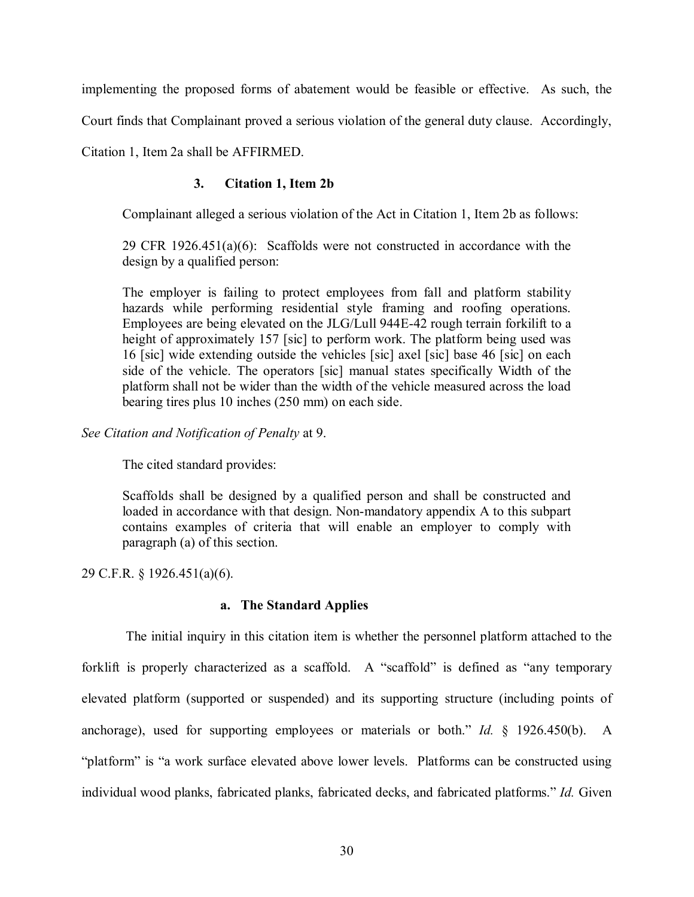implementing the proposed forms of abatement would be feasible or effective. As such, the Court finds that Complainant proved a serious violation of the general duty clause. Accordingly, Citation 1, Item 2a shall be AFFIRMED.

### 3. Citation 1, Item 2b

Complainant alleged a serious violation of the Act in Citation 1, Item 2b as follows:

> 29 CFR 1926.451(a)(6): Scaffolds were not constructed in accordance with the design by a qualified person:
>
> The employer is failing to protect employees from fall and platform stability hazards while performing residential style framing and roofing operations. Employees are being elevated on the JLG/Lull 944E-42 rough terrain forkilift to a height of approximately 157 [sic] to perform work. The platform being used was 16 [sic] wide extending outside the vehicles [sic] axel [sic] base 46 [sic] on each side of the vehicle. The operators [sic] manual states specifically Width of the platform shall not be wider than the width of the vehicle measured across the load bearing tires plus 10 inches (250 mm) on each side.

*See Citation and Notification of Penalty* at 9.

The cited standard provides:

> Scaffolds shall be designed by a qualified person and shall be constructed and loaded in accordance with that design. Non-mandatory appendix A to this subpart contains examples of criteria that will enable an employer to comply with paragraph (a) of this section.

29 C.F.R. § 1926.451(a)(6).

#### a. The Standard Applies

The initial inquiry in this citation item is whether the personnel platform attached to the forklift is properly characterized as a scaffold. A "scaffold" is defined as "any temporary elevated platform (supported or suspended) and its supporting structure (including points of anchorage), used for supporting employees or materials or both." *Id.* § 1926.450(b). A "platform" is "a work surface elevated above lower levels. Platforms can be constructed using individual wood planks, fabricated planks, fabricated decks, and fabricated platforms." *Id.* Given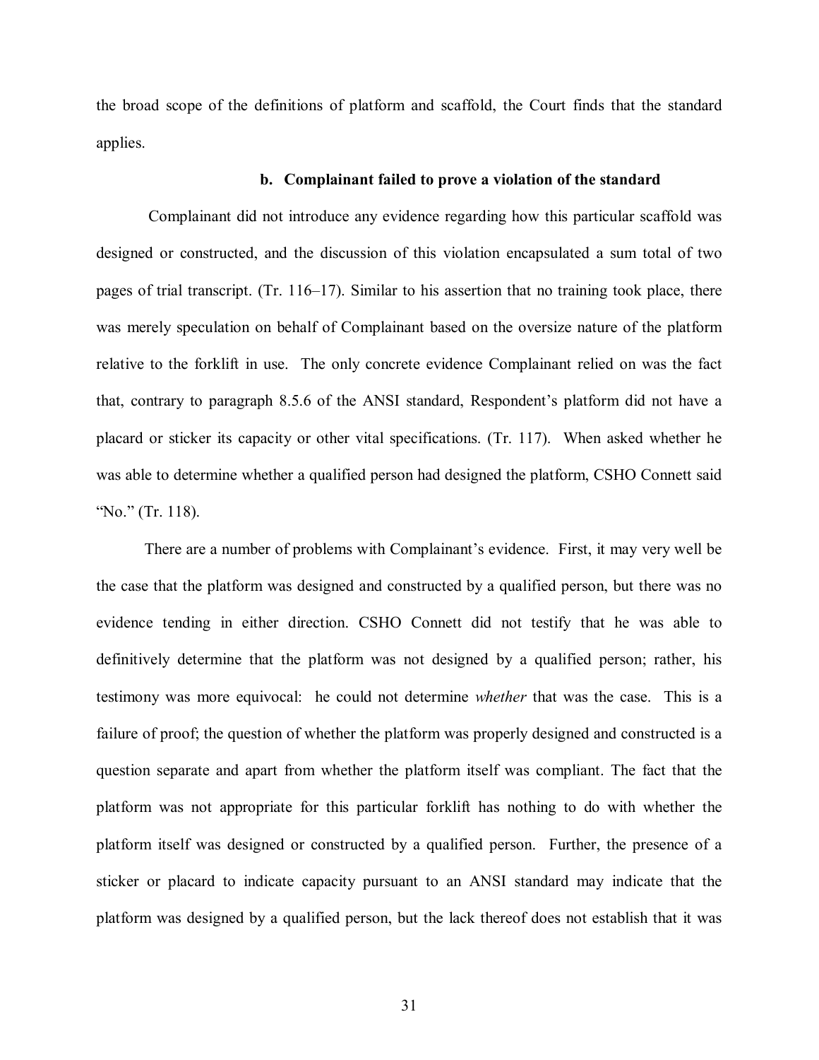the broad scope of the definitions of platform and scaffold, the Court finds that the standard applies.

### b. Complainant failed to prove a violation of the standard

Complainant did not introduce any evidence regarding how this particular scaffold was designed or constructed, and the discussion of this violation encapsulated a sum total of two pages of trial transcript. (Tr. 116–17). Similar to his assertion that no training took place, there was merely speculation on behalf of Complainant based on the oversize nature of the platform relative to the forklift in use. The only concrete evidence Complainant relied on was the fact that, contrary to paragraph 8.5.6 of the ANSI standard, Respondent's platform did not have a placard or sticker its capacity or other vital specifications. (Tr. 117). When asked whether he was able to determine whether a qualified person had designed the platform, CSHO Connett said "No." (Tr. 118).

There are a number of problems with Complainant's evidence. First, it may very well be the case that the platform was designed and constructed by a qualified person, but there was no evidence tending in either direction. CSHO Connett did not testify that he was able to definitively determine that the platform was not designed by a qualified person; rather, his testimony was more equivocal: he could not determine *whether* that was the case. This is a failure of proof; the question of whether the platform was properly designed and constructed is a question separate and apart from whether the platform itself was compliant. The fact that the platform was not appropriate for this particular forklift has nothing to do with whether the platform itself was designed or constructed by a qualified person. Further, the presence of a sticker or placard to indicate capacity pursuant to an ANSI standard may indicate that the platform was designed by a qualified person, but the lack thereof does not establish that it was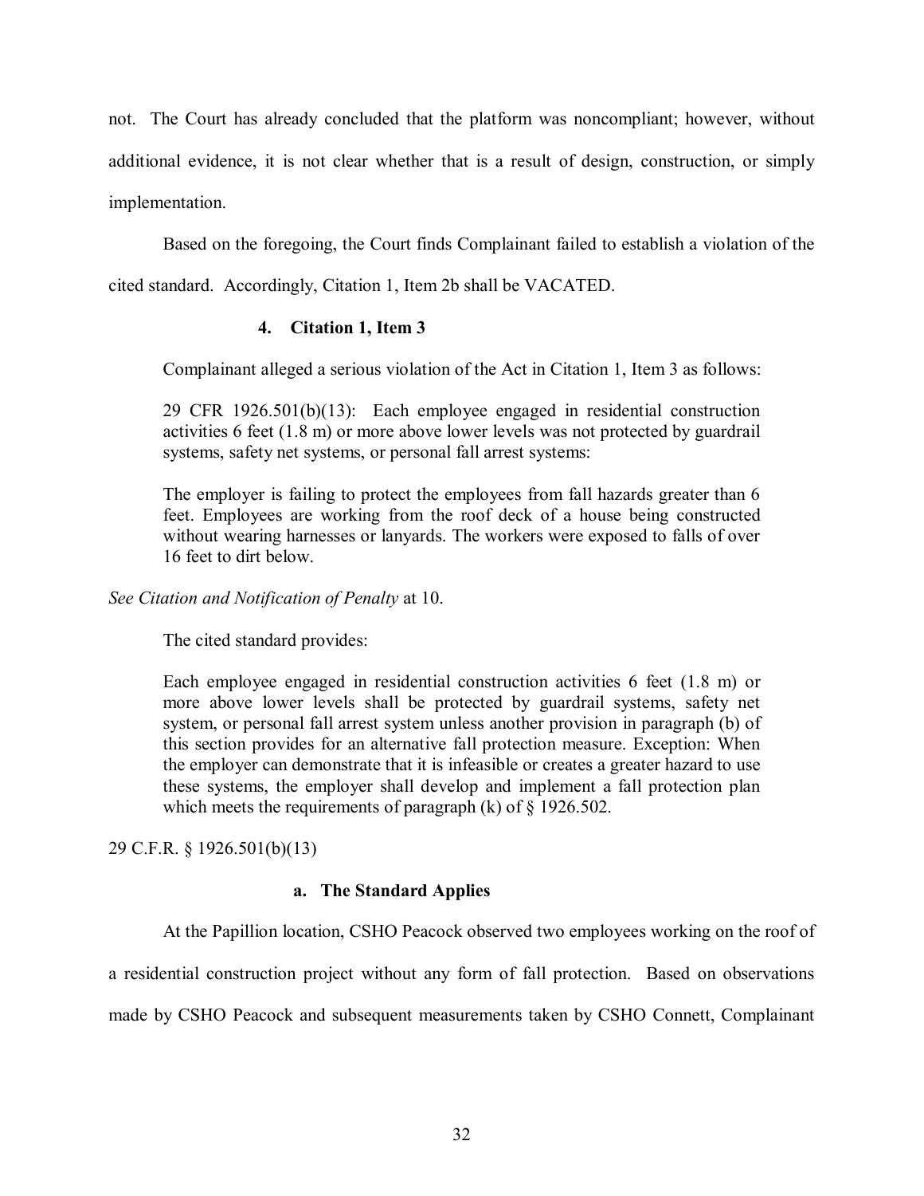not. The Court has already concluded that the platform was noncompliant; however, without additional evidence, it is not clear whether that is a result of design, construction, or simply implementation.

Based on the foregoing, the Court finds Complainant failed to establish a violation of the cited standard. Accordingly, Citation 1, Item 2b shall be VACATED.

### 4. Citation 1, Item 3

Complainant alleged a serious violation of the Act in Citation 1, Item 3 as follows:

> 29 CFR 1926.501(b)(13): Each employee engaged in residential construction activities 6 feet (1.8 m) or more above lower levels was not protected by guardrail systems, safety net systems, or personal fall arrest systems:
>
> The employer is failing to protect the employees from fall hazards greater than 6 feet. Employees are working from the roof deck of a house being constructed without wearing harnesses or lanyards. The workers were exposed to falls of over 16 feet to dirt below.

*See Citation and Notification of Penalty* at 10.

The cited standard provides:

> Each employee engaged in residential construction activities 6 feet (1.8 m) or more above lower levels shall be protected by guardrail systems, safety net system, or personal fall arrest system unless another provision in paragraph (b) of this section provides for an alternative fall protection measure. Exception: When the employer can demonstrate that it is infeasible or creates a greater hazard to use these systems, the employer shall develop and implement a fall protection plan which meets the requirements of paragraph (k) of § 1926.502.

29 C.F.R. § 1926.501(b)(13)

#### a. The Standard Applies

At the Papillion location, CSHO Peacock observed two employees working on the roof of a residential construction project without any form of fall protection. Based on observations made by CSHO Peacock and subsequent measurements taken by CSHO Connett, Complainant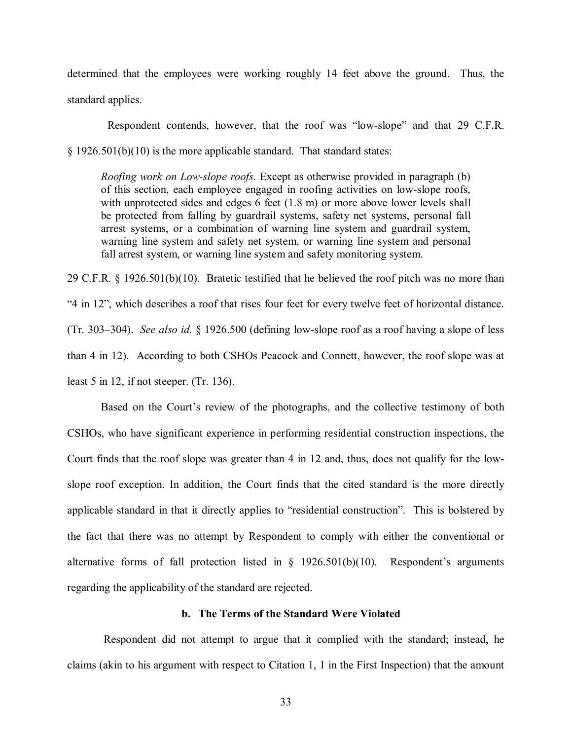determined that the employees were working roughly 14 feet above the ground. Thus, the standard applies.

Respondent contends, however, that the roof was "low-slope" and that 29 C.F.R. § 1926.501(b)(10) is the more applicable standard. That standard states:

> *Roofing work on Low-slope roofs.* Except as otherwise provided in paragraph (b) of this section, each employee engaged in roofing activities on low-slope roofs, with unprotected sides and edges 6 feet (1.8 m) or more above lower levels shall be protected from falling by guardrail systems, safety net systems, personal fall arrest systems, or a combination of warning line system and guardrail system, warning line system and safety net system, or warning line system and personal fall arrest system, or warning line system and safety monitoring system.

29 C.F.R. § 1926.501(b)(10). Bratetic testified that he believed the roof pitch was no more than "4 in 12", which describes a roof that rises four feet for every twelve feet of horizontal distance. (Tr. 303–304). *See also id.* § 1926.500 (defining low-slope roof as a roof having a slope of less than 4 in 12). According to both CSHOs Peacock and Connett, however, the roof slope was at least 5 in 12, if not steeper. (Tr. 136).

Based on the Court's review of the photographs, and the collective testimony of both CSHOs, who have significant experience in performing residential construction inspections, the Court finds that the roof slope was greater than 4 in 12 and, thus, does not qualify for the low-slope roof exception. In addition, the Court finds that the cited standard is the more directly applicable standard in that it directly applies to "residential construction". This is bolstered by the fact that there was no attempt by Respondent to comply with either the conventional or alternative forms of fall protection listed in § 1926.501(b)(10). Respondent's arguments regarding the applicability of the standard are rejected.

**b. The Terms of the Standard Were Violated**

Respondent did not attempt to argue that it complied with the standard; instead, he claims (akin to his argument with respect to Citation 1, 1 in the First Inspection) that the amount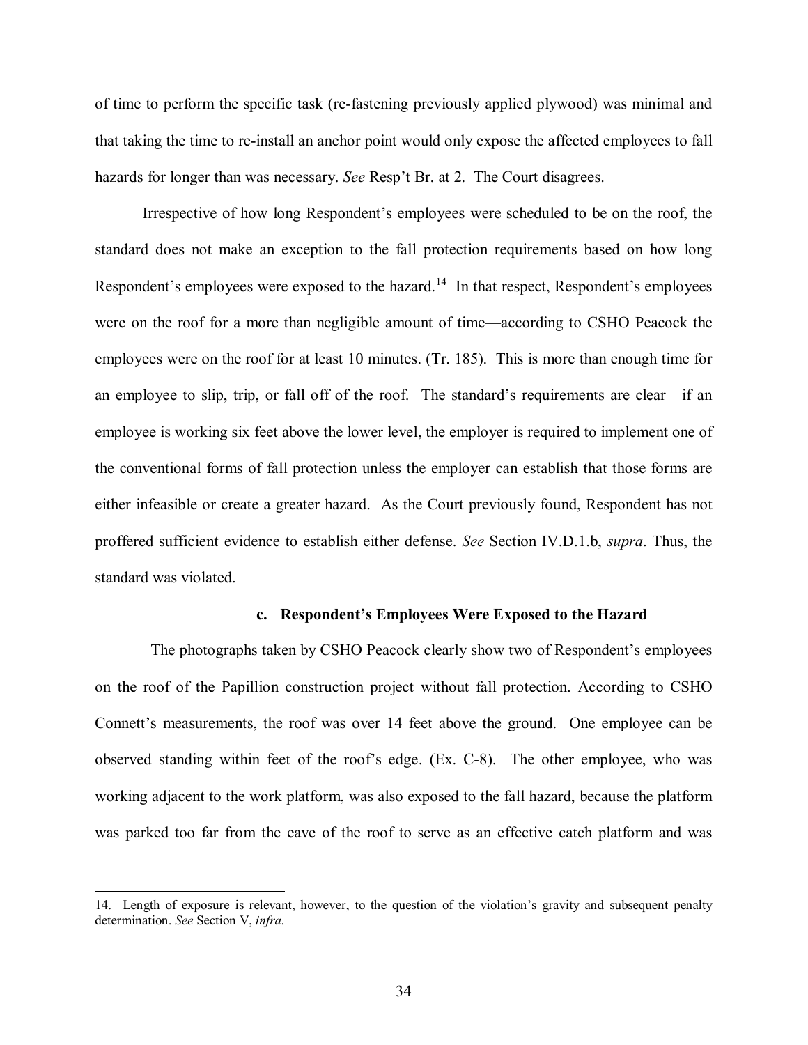of time to perform the specific task (re-fastening previously applied plywood) was minimal and that taking the time to re-install an anchor point would only expose the affected employees to fall hazards for longer than was necessary. *See* Resp't Br. at 2. The Court disagrees.

Irrespective of how long Respondent's employees were scheduled to be on the roof, the standard does not make an exception to the fall protection requirements based on how long Respondent's employees were exposed to the hazard.[14] In that respect, Respondent's employees were on the roof for a more than negligible amount of time—according to CSHO Peacock the employees were on the roof for at least 10 minutes. (Tr. 185). This is more than enough time for an employee to slip, trip, or fall off of the roof. The standard's requirements are clear—if an employee is working six feet above the lower level, the employer is required to implement one of the conventional forms of fall protection unless the employer can establish that those forms are either infeasible or create a greater hazard. As the Court previously found, Respondent has not proffered sufficient evidence to establish either defense. *See* Section IV.D.1.b, *supra*. Thus, the standard was violated.

#### c. Respondent's Employees Were Exposed to the Hazard

The photographs taken by CSHO Peacock clearly show two of Respondent's employees on the roof of the Papillion construction project without fall protection. According to CSHO Connett's measurements, the roof was over 14 feet above the ground. One employee can be observed standing within feet of the roof's edge. (Ex. C-8). The other employee, who was working adjacent to the work platform, was also exposed to the fall hazard, because the platform was parked too far from the eave of the roof to serve as an effective catch platform and was

---

14. Length of exposure is relevant, however, to the question of the violation's gravity and subsequent penalty determination. *See* Section V, *infra*.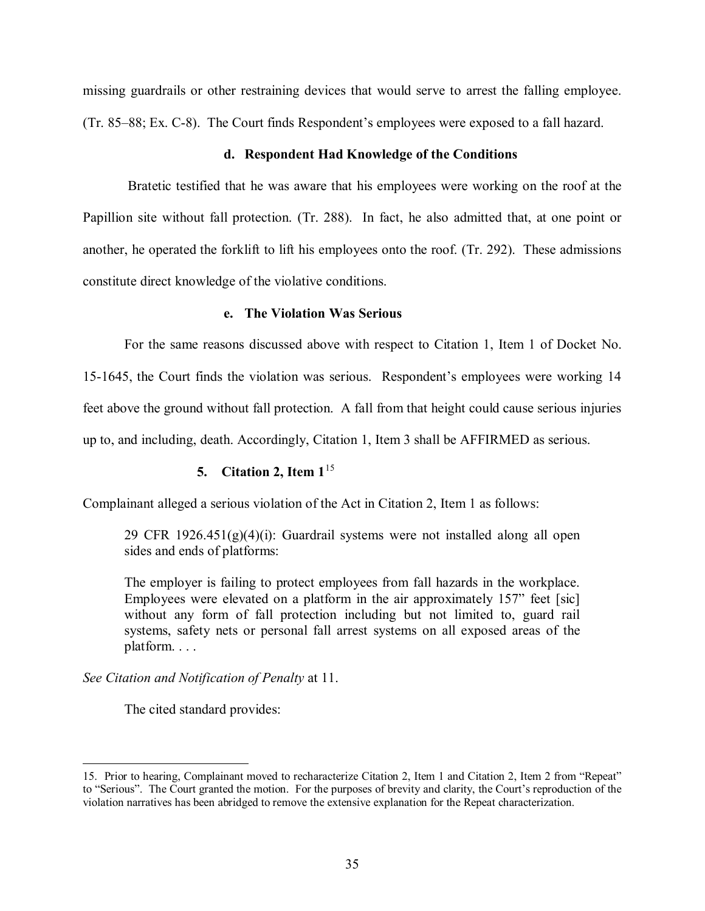missing guardrails or other restraining devices that would serve to arrest the falling employee. (Tr. 85–88; Ex. C-8). The Court finds Respondent's employees were exposed to a fall hazard.

#### d. Respondent Had Knowledge of the Conditions

Bratetic testified that he was aware that his employees were working on the roof at the Papillion site without fall protection. (Tr. 288). In fact, he also admitted that, at one point or another, he operated the forklift to lift his employees onto the roof. (Tr. 292). These admissions constitute direct knowledge of the violative conditions.

#### e. The Violation Was Serious

For the same reasons discussed above with respect to Citation 1, Item 1 of Docket No. 15-1645, the Court finds the violation was serious. Respondent's employees were working 14 feet above the ground without fall protection. A fall from that height could cause serious injuries up to, and including, death. Accordingly, Citation 1, Item 3 shall be AFFIRMED as serious.

### 5. Citation 2, Item 1[15]

Complainant alleged a serious violation of the Act in Citation 2, Item 1 as follows:

> 29 CFR 1926.451(g)(4)(i): Guardrail systems were not installed along all open sides and ends of platforms:
>
> The employer is failing to protect employees from fall hazards in the workplace. Employees were elevated on a platform in the air approximately 157" feet [sic] without any form of fall protection including but not limited to, guard rail systems, safety nets or personal fall arrest systems on all exposed areas of the platform. . . .

*See Citation and Notification of Penalty* at 11.

The cited standard provides:

---

15. Prior to hearing, Complainant moved to recharacterize Citation 2, Item 1 and Citation 2, Item 2 from "Repeat" to "Serious". The Court granted the motion. For the purposes of brevity and clarity, the Court's reproduction of the violation narratives has been abridged to remove the extensive explanation for the Repeat characterization.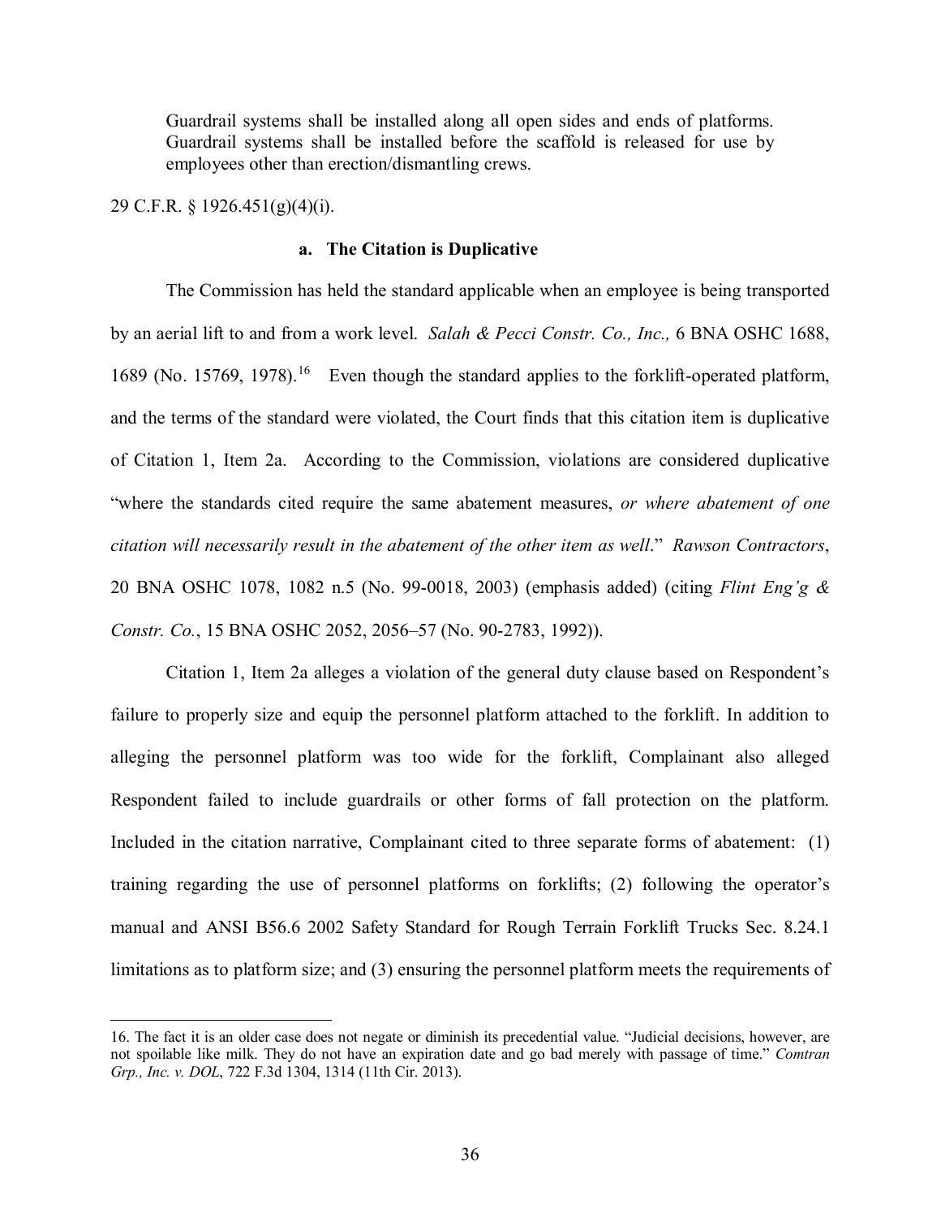> Guardrail systems shall be installed along all open sides and ends of platforms. Guardrail systems shall be installed before the scaffold is released for use by employees other than erection/dismantling crews.

29 C.F.R. § 1926.451(g)(4)(i).

**a. The Citation is Duplicative**

The Commission has held the standard applicable when an employee is being transported by an aerial lift to and from a work level. *Salah & Pecci Constr. Co., Inc.,* 6 BNA OSHC 1688, 1689 (No. 15769, 1978).[16] Even though the standard applies to the forklift-operated platform, and the terms of the standard were violated, the Court finds that this citation item is duplicative of Citation 1, Item 2a. According to the Commission, violations are considered duplicative "where the standards cited require the same abatement measures, *or where abatement of one citation will necessarily result in the abatement of the other item as well*." *Rawson Contractors*, 20 BNA OSHC 1078, 1082 n.5 (No. 99-0018, 2003) (emphasis added) (citing *Flint Eng'g & Constr. Co.*, 15 BNA OSHC 2052, 2056–57 (No. 90-2783, 1992)).

Citation 1, Item 2a alleges a violation of the general duty clause based on Respondent's failure to properly size and equip the personnel platform attached to the forklift. In addition to alleging the personnel platform was too wide for the forklift, Complainant also alleged Respondent failed to include guardrails or other forms of fall protection on the platform. Included in the citation narrative, Complainant cited to three separate forms of abatement: (1) training regarding the use of personnel platforms on forklifts; (2) following the operator's manual and ANSI B56.6 2002 Safety Standard for Rough Terrain Forklift Trucks Sec. 8.24.1 limitations as to platform size; and (3) ensuring the personnel platform meets the requirements of

---

16. The fact it is an older case does not negate or diminish its precedential value. "Judicial decisions, however, are not spoilable like milk. They do not have an expiration date and go bad merely with passage of time." *Comtran Grp., Inc. v. DOL*, 722 F.3d 1304, 1314 (11th Cir. 2013).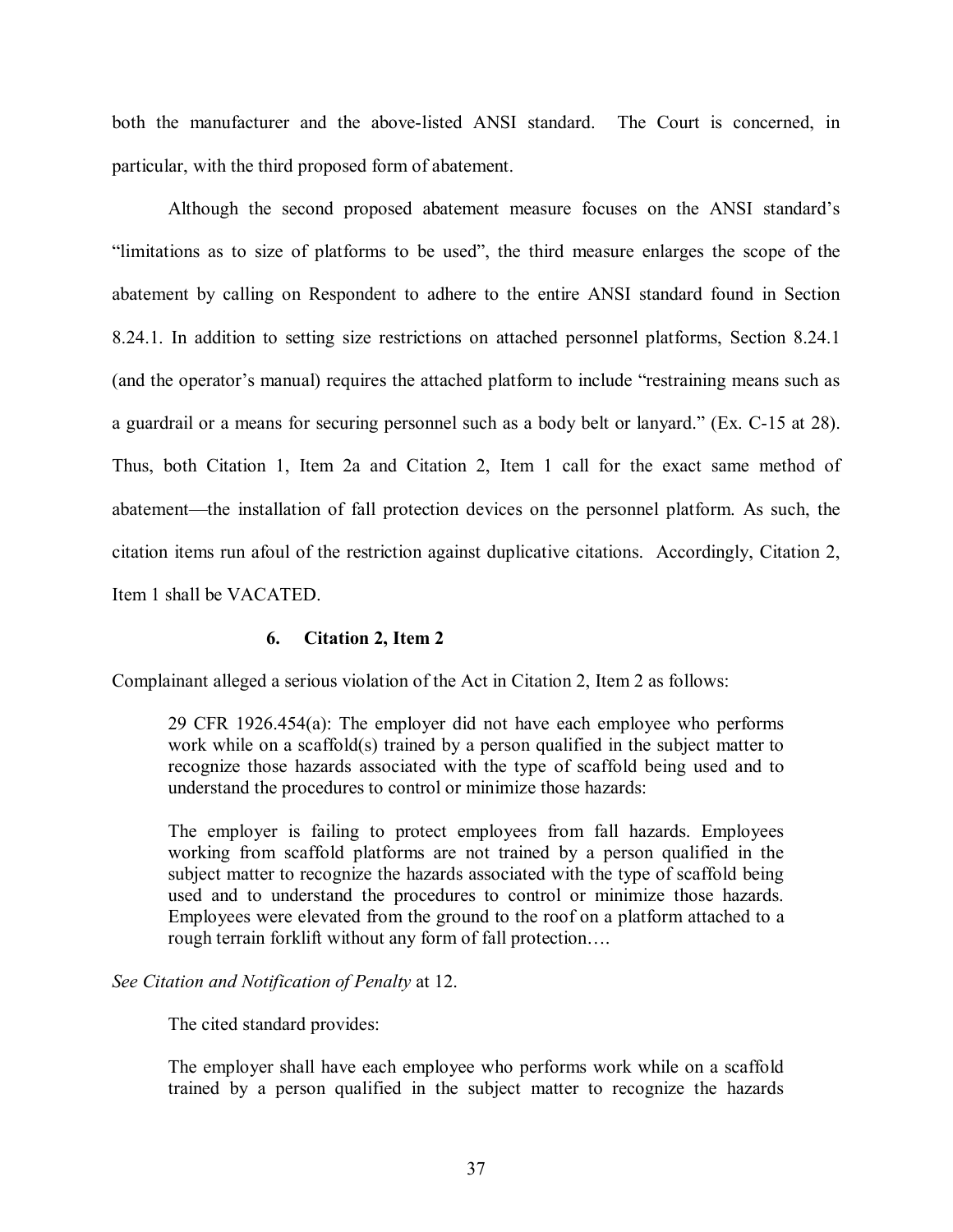both the manufacturer and the above-listed ANSI standard. The Court is concerned, in particular, with the third proposed form of abatement.

Although the second proposed abatement measure focuses on the ANSI standard's "limitations as to size of platforms to be used", the third measure enlarges the scope of the abatement by calling on Respondent to adhere to the entire ANSI standard found in Section 8.24.1. In addition to setting size restrictions on attached personnel platforms, Section 8.24.1 (and the operator's manual) requires the attached platform to include "restraining means such as a guardrail or a means for securing personnel such as a body belt or lanyard." (Ex. C-15 at 28). Thus, both Citation 1, Item 2a and Citation 2, Item 1 call for the exact same method of abatement—the installation of fall protection devices on the personnel platform. As such, the citation items run afoul of the restriction against duplicative citations. Accordingly, Citation 2, Item 1 shall be VACATED.

### 6. Citation 2, Item 2

Complainant alleged a serious violation of the Act in Citation 2, Item 2 as follows:

> 29 CFR 1926.454(a): The employer did not have each employee who performs work while on a scaffold(s) trained by a person qualified in the subject matter to recognize those hazards associated with the type of scaffold being used and to understand the procedures to control or minimize those hazards:
>
> The employer is failing to protect employees from fall hazards. Employees working from scaffold platforms are not trained by a person qualified in the subject matter to recognize the hazards associated with the type of scaffold being used and to understand the procedures to control or minimize those hazards. Employees were elevated from the ground to the roof on a platform attached to a rough terrain forklift without any form of fall protection….

*See Citation and Notification of Penalty* at 12.

The cited standard provides:

> The employer shall have each employee who performs work while on a scaffold trained by a person qualified in the subject matter to recognize the hazards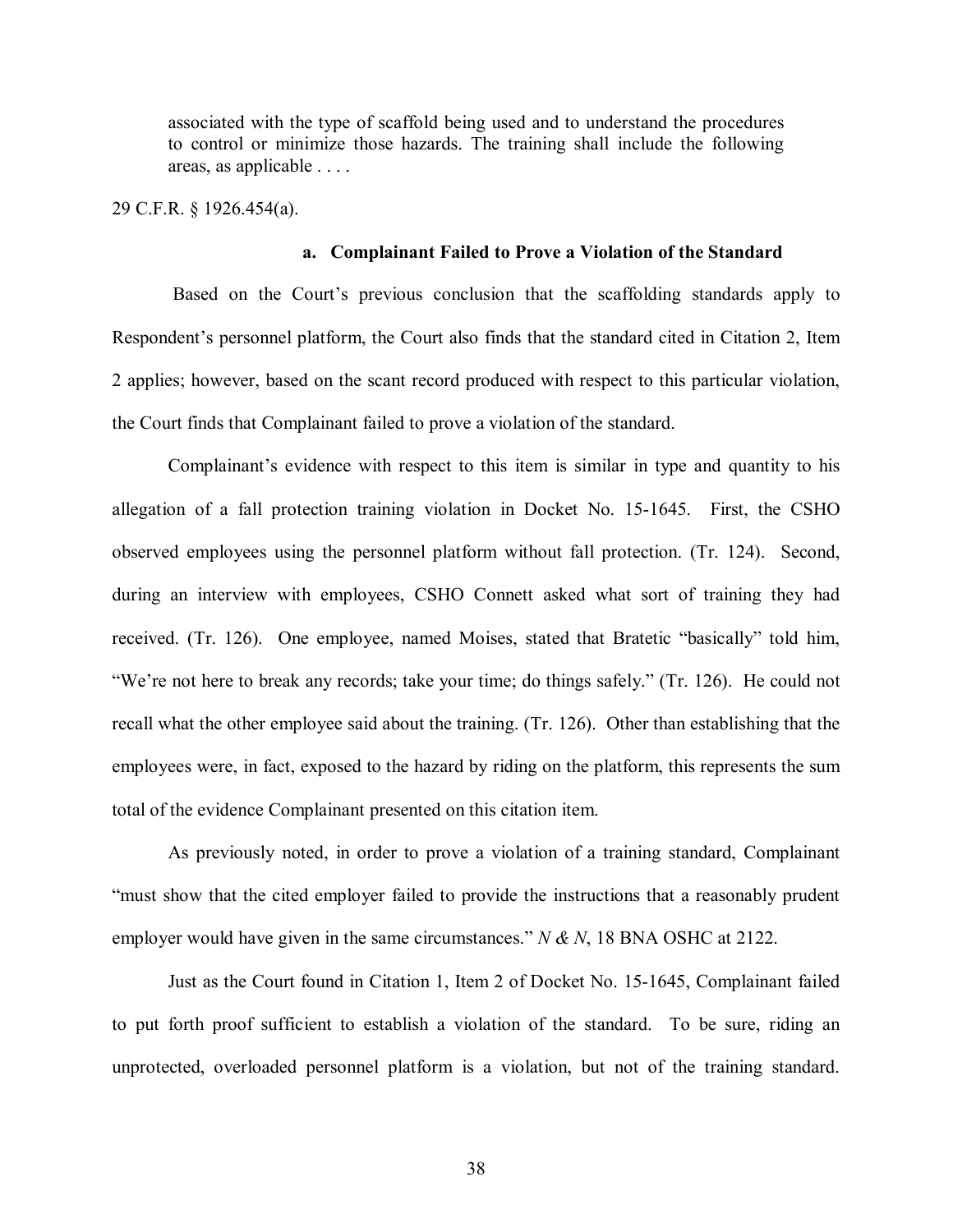> associated with the type of scaffold being used and to understand the procedures to control or minimize those hazards. The training shall include the following areas, as applicable . . . .

29 C.F.R. § 1926.454(a).

**a. Complainant Failed to Prove a Violation of the Standard**

Based on the Court's previous conclusion that the scaffolding standards apply to Respondent's personnel platform, the Court also finds that the standard cited in Citation 2, Item 2 applies; however, based on the scant record produced with respect to this particular violation, the Court finds that Complainant failed to prove a violation of the standard.

Complainant's evidence with respect to this item is similar in type and quantity to his allegation of a fall protection training violation in Docket No. 15-1645. First, the CSHO observed employees using the personnel platform without fall protection. (Tr. 124). Second, during an interview with employees, CSHO Connett asked what sort of training they had received. (Tr. 126). One employee, named Moises, stated that Bratetic "basically" told him, "We're not here to break any records; take your time; do things safely." (Tr. 126). He could not recall what the other employee said about the training. (Tr. 126). Other than establishing that the employees were, in fact, exposed to the hazard by riding on the platform, this represents the sum total of the evidence Complainant presented on this citation item.

As previously noted, in order to prove a violation of a training standard, Complainant "must show that the cited employer failed to provide the instructions that a reasonably prudent employer would have given in the same circumstances." *N & N*, 18 BNA OSHC at 2122.

Just as the Court found in Citation 1, Item 2 of Docket No. 15-1645, Complainant failed to put forth proof sufficient to establish a violation of the standard. To be sure, riding an unprotected, overloaded personnel platform is a violation, but not of the training standard.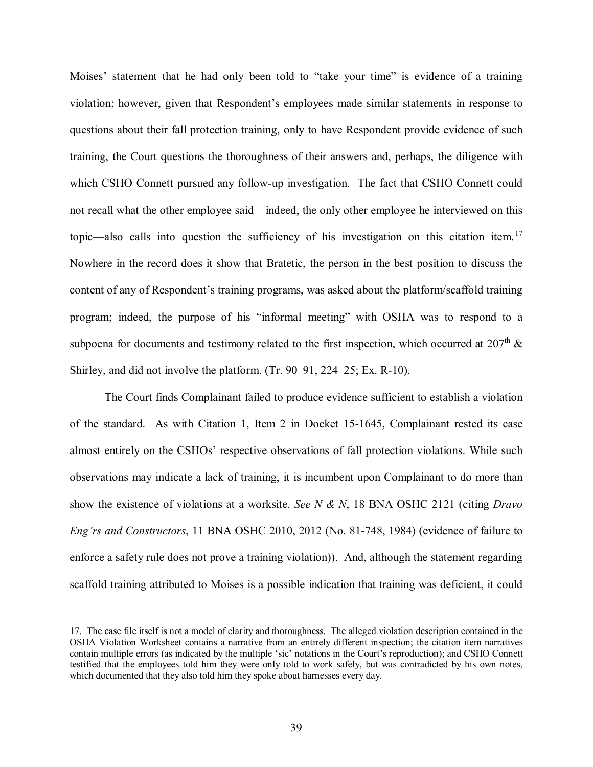Moises' statement that he had only been told to "take your time" is evidence of a training violation; however, given that Respondent's employees made similar statements in response to questions about their fall protection training, only to have Respondent provide evidence of such training, the Court questions the thoroughness of their answers and, perhaps, the diligence with which CSHO Connett pursued any follow-up investigation. The fact that CSHO Connett could not recall what the other employee said—indeed, the only other employee he interviewed on this topic—also calls into question the sufficiency of his investigation on this citation item.[17] Nowhere in the record does it show that Bratetic, the person in the best position to discuss the content of any of Respondent's training programs, was asked about the platform/scaffold training program; indeed, the purpose of his "informal meeting" with OSHA was to respond to a subpoena for documents and testimony related to the first inspection, which occurred at 207th & Shirley, and did not involve the platform. (Tr. 90–91, 224–25; Ex. R-10).

The Court finds Complainant failed to produce evidence sufficient to establish a violation of the standard. As with Citation 1, Item 2 in Docket 15-1645, Complainant rested its case almost entirely on the CSHOs' respective observations of fall protection violations. While such observations may indicate a lack of training, it is incumbent upon Complainant to do more than show the existence of violations at a worksite. *See N & N*, 18 BNA OSHC 2121 (citing *Dravo Eng'rs and Constructors*, 11 BNA OSHC 2010, 2012 (No. 81-748, 1984) (evidence of failure to enforce a safety rule does not prove a training violation)). And, although the statement regarding scaffold training attributed to Moises is a possible indication that training was deficient, it could

---

17. The case file itself is not a model of clarity and thoroughness. The alleged violation description contained in the OSHA Violation Worksheet contains a narrative from an entirely different inspection; the citation item narratives contain multiple errors (as indicated by the multiple 'sic' notations in the Court's reproduction); and CSHO Connett testified that the employees told him they were only told to work safely, but was contradicted by his own notes, which documented that they also told him they spoke about harnesses every day.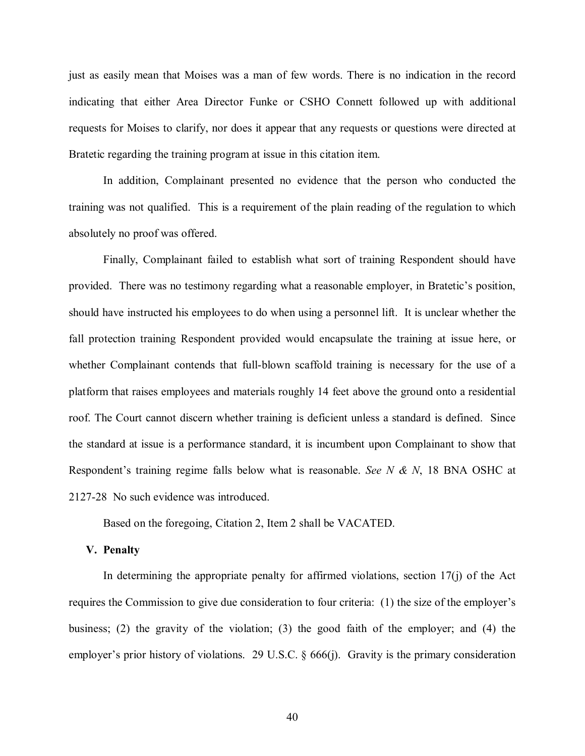just as easily mean that Moises was a man of few words. There is no indication in the record indicating that either Area Director Funke or CSHO Connett followed up with additional requests for Moises to clarify, nor does it appear that any requests or questions were directed at Bratetic regarding the training program at issue in this citation item.

In addition, Complainant presented no evidence that the person who conducted the training was not qualified. This is a requirement of the plain reading of the regulation to which absolutely no proof was offered.

Finally, Complainant failed to establish what sort of training Respondent should have provided. There was no testimony regarding what a reasonable employer, in Bratetic's position, should have instructed his employees to do when using a personnel lift. It is unclear whether the fall protection training Respondent provided would encapsulate the training at issue here, or whether Complainant contends that full-blown scaffold training is necessary for the use of a platform that raises employees and materials roughly 14 feet above the ground onto a residential roof. The Court cannot discern whether training is deficient unless a standard is defined. Since the standard at issue is a performance standard, it is incumbent upon Complainant to show that Respondent's training regime falls below what is reasonable. *See N & N*, 18 BNA OSHC at 2127-28 No such evidence was introduced.

Based on the foregoing, Citation 2, Item 2 shall be VACATED.

## V. Penalty

In determining the appropriate penalty for affirmed violations, section 17(j) of the Act requires the Commission to give due consideration to four criteria: (1) the size of the employer's business; (2) the gravity of the violation; (3) the good faith of the employer; and (4) the employer's prior history of violations. 29 U.S.C. § 666(j). Gravity is the primary consideration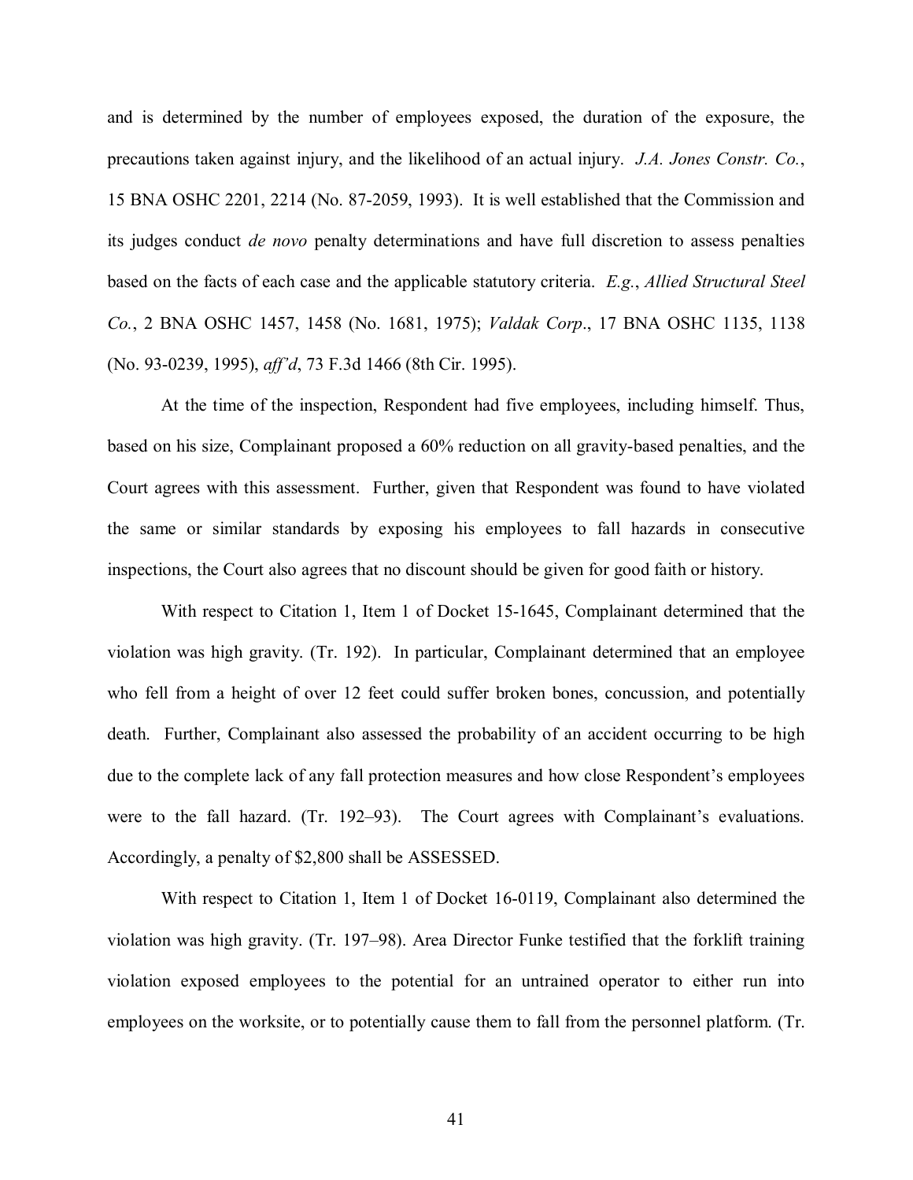and is determined by the number of employees exposed, the duration of the exposure, the precautions taken against injury, and the likelihood of an actual injury. *J.A. Jones Constr. Co.*, 15 BNA OSHC 2201, 2214 (No. 87-2059, 1993). It is well established that the Commission and its judges conduct *de novo* penalty determinations and have full discretion to assess penalties based on the facts of each case and the applicable statutory criteria. *E.g.*, *Allied Structural Steel Co.*, 2 BNA OSHC 1457, 1458 (No. 1681, 1975); *Valdak Corp*., 17 BNA OSHC 1135, 1138 (No. 93-0239, 1995), *aff'd*, 73 F.3d 1466 (8th Cir. 1995).

At the time of the inspection, Respondent had five employees, including himself. Thus, based on his size, Complainant proposed a 60% reduction on all gravity-based penalties, and the Court agrees with this assessment. Further, given that Respondent was found to have violated the same or similar standards by exposing his employees to fall hazards in consecutive inspections, the Court also agrees that no discount should be given for good faith or history.

With respect to Citation 1, Item 1 of Docket 15-1645, Complainant determined that the violation was high gravity. (Tr. 192). In particular, Complainant determined that an employee who fell from a height of over 12 feet could suffer broken bones, concussion, and potentially death. Further, Complainant also assessed the probability of an accident occurring to be high due to the complete lack of any fall protection measures and how close Respondent's employees were to the fall hazard. (Tr. 192–93). The Court agrees with Complainant's evaluations. Accordingly, a penalty of $2,800 shall be ASSESSED.

With respect to Citation 1, Item 1 of Docket 16-0119, Complainant also determined the violation was high gravity. (Tr. 197–98). Area Director Funke testified that the forklift training violation exposed employees to the potential for an untrained operator to either run into employees on the worksite, or to potentially cause them to fall from the personnel platform. (Tr.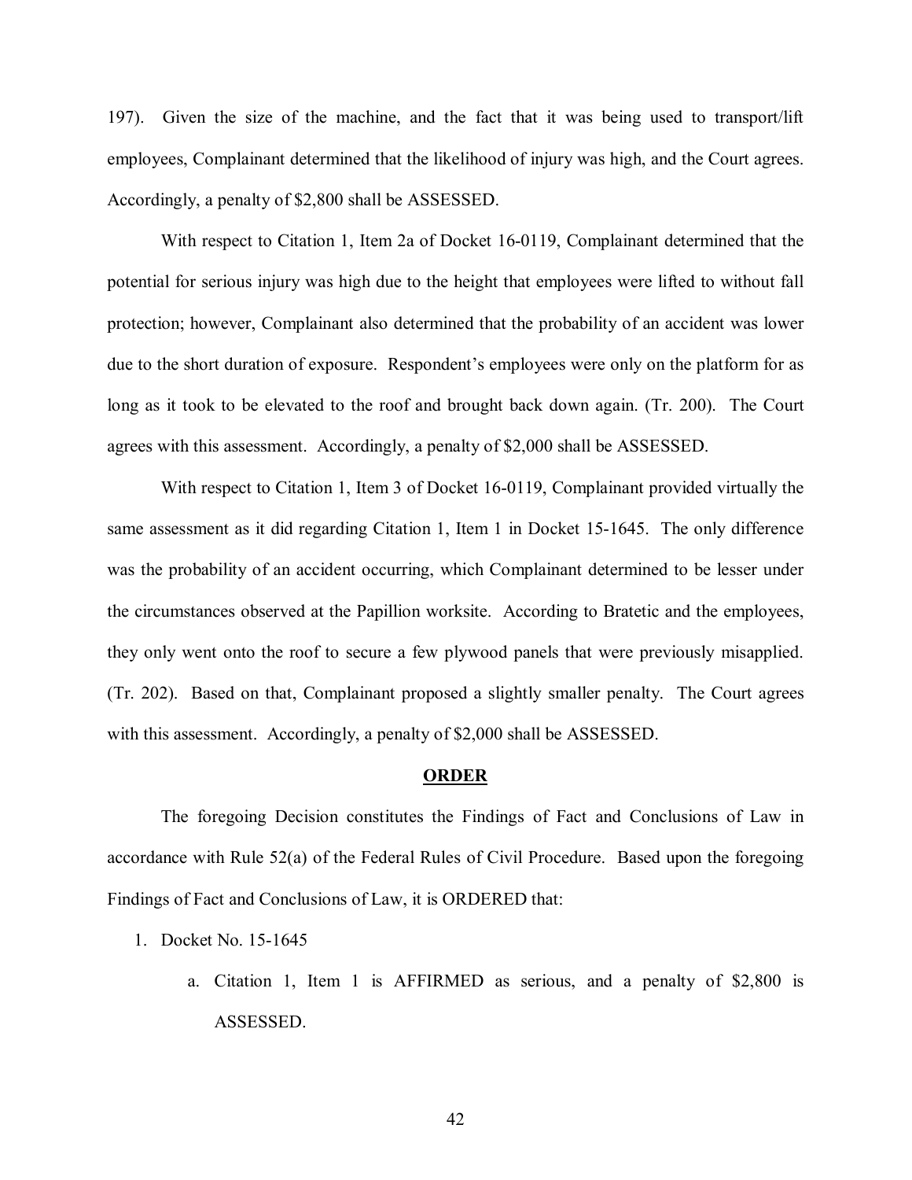197). Given the size of the machine, and the fact that it was being used to transport/lift employees, Complainant determined that the likelihood of injury was high, and the Court agrees. Accordingly, a penalty of $2,800 shall be ASSESSED.

With respect to Citation 1, Item 2a of Docket 16-0119, Complainant determined that the potential for serious injury was high due to the height that employees were lifted to without fall protection; however, Complainant also determined that the probability of an accident was lower due to the short duration of exposure. Respondent's employees were only on the platform for as long as it took to be elevated to the roof and brought back down again. (Tr. 200). The Court agrees with this assessment. Accordingly, a penalty of $2,000 shall be ASSESSED.

With respect to Citation 1, Item 3 of Docket 16-0119, Complainant provided virtually the same assessment as it did regarding Citation 1, Item 1 in Docket 15-1645. The only difference was the probability of an accident occurring, which Complainant determined to be lesser under the circumstances observed at the Papillion worksite. According to Bratetic and the employees, they only went onto the roof to secure a few plywood panels that were previously misapplied. (Tr. 202). Based on that, Complainant proposed a slightly smaller penalty. The Court agrees with this assessment. Accordingly, a penalty of $2,000 shall be ASSESSED.

## **ORDER**

The foregoing Decision constitutes the Findings of Fact and Conclusions of Law in accordance with Rule 52(a) of the Federal Rules of Civil Procedure. Based upon the foregoing Findings of Fact and Conclusions of Law, it is ORDERED that:

1. Docket No. 15-1645
    a. Citation 1, Item 1 is AFFIRMED as serious, and a penalty of $2,800 is ASSESSED.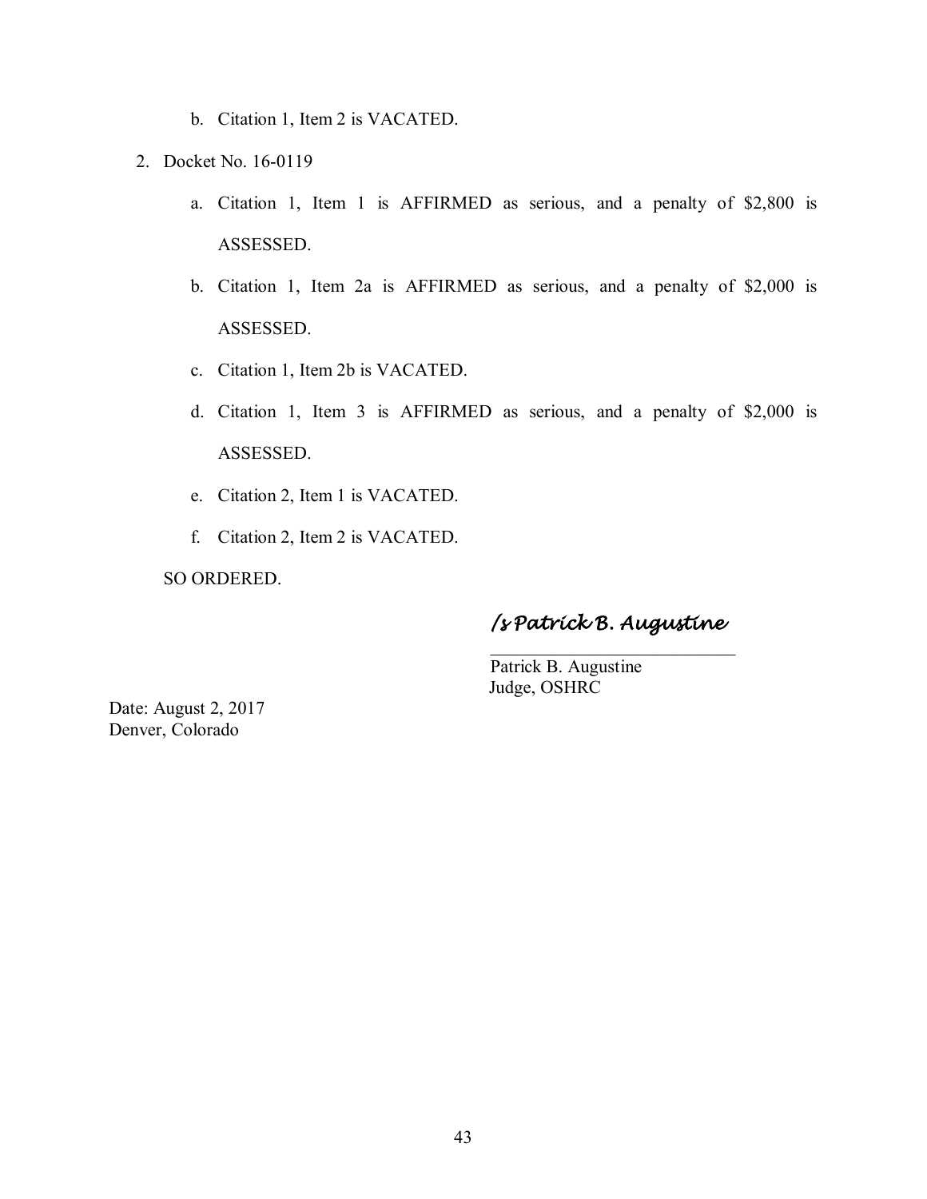b. Citation 1, Item 2 is VACATED.

2. Docket No. 16-0119

   a. Citation 1, Item 1 is AFFIRMED as serious, and a penalty of $2,800 is ASSESSED.

   b. Citation 1, Item 2a is AFFIRMED as serious, and a penalty of $2,000 is ASSESSED.

   c. Citation 1, Item 2b is VACATED.

   d. Citation 1, Item 3 is AFFIRMED as serious, and a penalty of $2,000 is ASSESSED.

   e. Citation 2, Item 1 is VACATED.

   f. Citation 2, Item 2 is VACATED.

SO ORDERED.

*/s Patrick B. Augustine*

Patrick B. Augustine
Judge, OSHRC

Date: August 2, 2017
Denver, Colorado